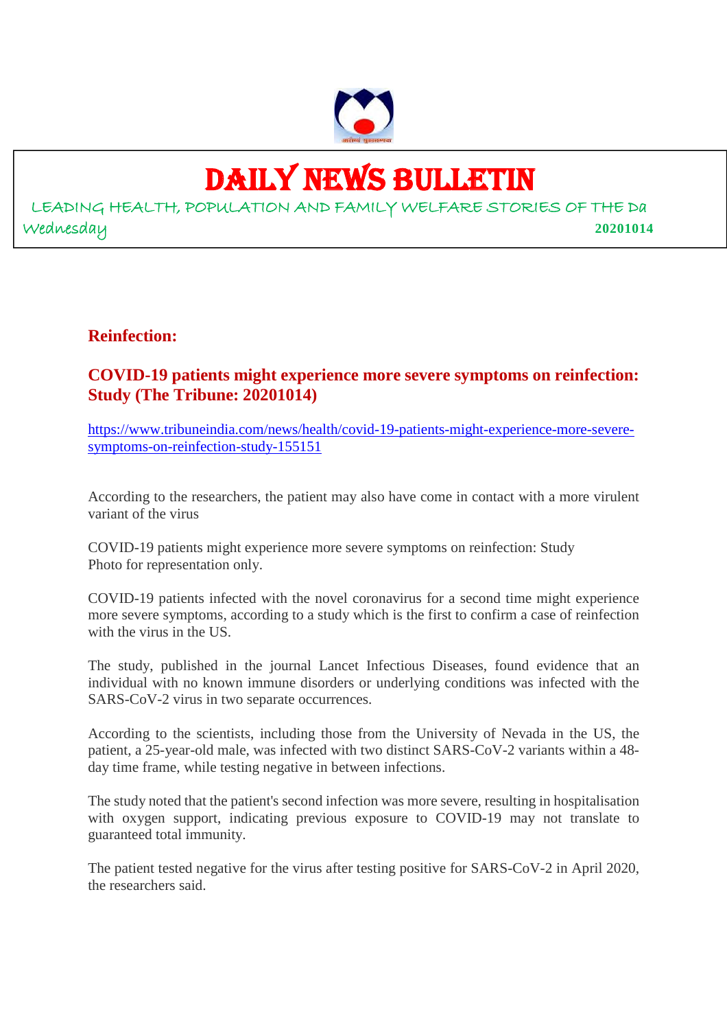# DAILY NEWS BULLETIN

LEADING HEALTH, POPULATION AND FAMILY WELFARE STORIES OF THE Da

Wednesday **20201014**

## Reinfection:

### COVID-19 patients might experience more severe symptoms on reinfection: Study (The Tribune: 20201014)

https://www.tribuneindia.com/news/health/covid-19-patients-might-experience-more-severe-symptoms-on-reinfection-study-155151

According to the researchers, the patient may also have come in contact with a more virulent variant of the virus

COVID-19 patients might experience more severe symptoms on reinfection: Study
Photo for representation only.

COVID-19 patients infected with the novel coronavirus for a second time might experience more severe symptoms, according to a study which is the first to confirm a case of reinfection with the virus in the US.

The study, published in the journal Lancet Infectious Diseases, found evidence that an individual with no known immune disorders or underlying conditions was infected with the SARS-CoV-2 virus in two separate occurrences.

According to the scientists, including those from the University of Nevada in the US, the patient, a 25-year-old male, was infected with two distinct SARS-CoV-2 variants within a 48-day time frame, while testing negative in between infections.

The study noted that the patient's second infection was more severe, resulting in hospitalisation with oxygen support, indicating previous exposure to COVID-19 may not translate to guaranteed total immunity.

The patient tested negative for the virus after testing positive for SARS-CoV-2 in April 2020, the researchers said.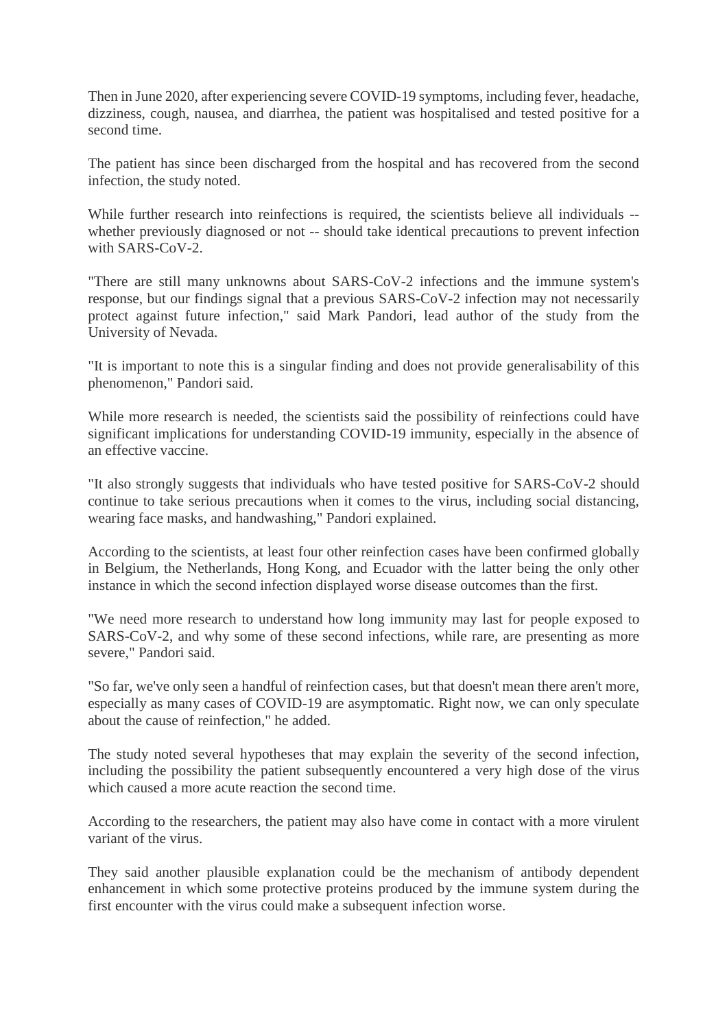Then in June 2020, after experiencing severe COVID-19 symptoms, including fever, headache, dizziness, cough, nausea, and diarrhea, the patient was hospitalised and tested positive for a second time.

The patient has since been discharged from the hospital and has recovered from the second infection, the study noted.

While further research into reinfections is required, the scientists believe all individuals -- whether previously diagnosed or not -- should take identical precautions to prevent infection with SARS-CoV-2.

"There are still many unknowns about SARS-CoV-2 infections and the immune system's response, but our findings signal that a previous SARS-CoV-2 infection may not necessarily protect against future infection," said Mark Pandori, lead author of the study from the University of Nevada.

"It is important to note this is a singular finding and does not provide generalisability of this phenomenon," Pandori said.

While more research is needed, the scientists said the possibility of reinfections could have significant implications for understanding COVID-19 immunity, especially in the absence of an effective vaccine.

"It also strongly suggests that individuals who have tested positive for SARS-CoV-2 should continue to take serious precautions when it comes to the virus, including social distancing, wearing face masks, and handwashing," Pandori explained.

According to the scientists, at least four other reinfection cases have been confirmed globally in Belgium, the Netherlands, Hong Kong, and Ecuador with the latter being the only other instance in which the second infection displayed worse disease outcomes than the first.

"We need more research to understand how long immunity may last for people exposed to SARS-CoV-2, and why some of these second infections, while rare, are presenting as more severe," Pandori said.

"So far, we've only seen a handful of reinfection cases, but that doesn't mean there aren't more, especially as many cases of COVID-19 are asymptomatic. Right now, we can only speculate about the cause of reinfection," he added.

The study noted several hypotheses that may explain the severity of the second infection, including the possibility the patient subsequently encountered a very high dose of the virus which caused a more acute reaction the second time.

According to the researchers, the patient may also have come in contact with a more virulent variant of the virus.

They said another plausible explanation could be the mechanism of antibody dependent enhancement in which some protective proteins produced by the immune system during the first encounter with the virus could make a subsequent infection worse.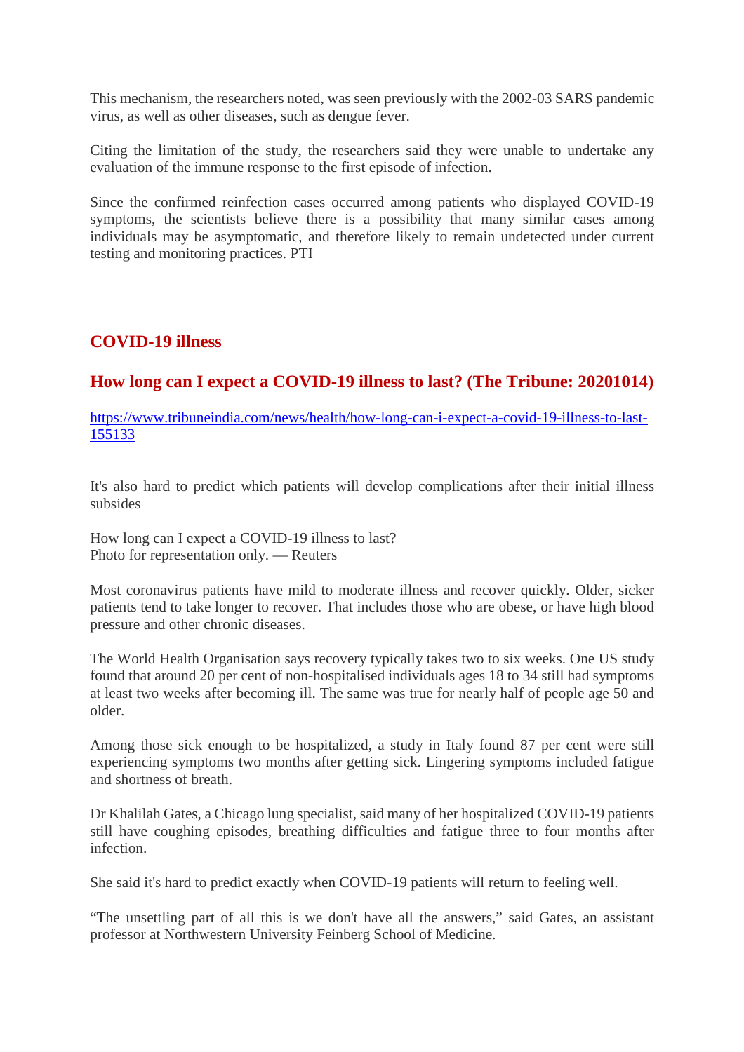This mechanism, the researchers noted, was seen previously with the 2002-03 SARS pandemic virus, as well as other diseases, such as dengue fever.

Citing the limitation of the study, the researchers said they were unable to undertake any evaluation of the immune response to the first episode of infection.

Since the confirmed reinfection cases occurred among patients who displayed COVID-19 symptoms, the scientists believe there is a possibility that many similar cases among individuals may be asymptomatic, and therefore likely to remain undetected under current testing and monitoring practices. PTI

## COVID-19 illness

## How long can I expect a COVID-19 illness to last? (The Tribune: 20201014)

https://www.tribuneindia.com/news/health/how-long-can-i-expect-a-covid-19-illness-to-last-155133

It's also hard to predict which patients will develop complications after their initial illness subsides

How long can I expect a COVID-19 illness to last?
Photo for representation only. — Reuters

Most coronavirus patients have mild to moderate illness and recover quickly. Older, sicker patients tend to take longer to recover. That includes those who are obese, or have high blood pressure and other chronic diseases.

The World Health Organisation says recovery typically takes two to six weeks. One US study found that around 20 per cent of non-hospitalised individuals ages 18 to 34 still had symptoms at least two weeks after becoming ill. The same was true for nearly half of people age 50 and older.

Among those sick enough to be hospitalized, a study in Italy found 87 per cent were still experiencing symptoms two months after getting sick. Lingering symptoms included fatigue and shortness of breath.

Dr Khalilah Gates, a Chicago lung specialist, said many of her hospitalized COVID-19 patients still have coughing episodes, breathing difficulties and fatigue three to four months after infection.

She said it's hard to predict exactly when COVID-19 patients will return to feeling well.

"The unsettling part of all this is we don't have all the answers," said Gates, an assistant professor at Northwestern University Feinberg School of Medicine.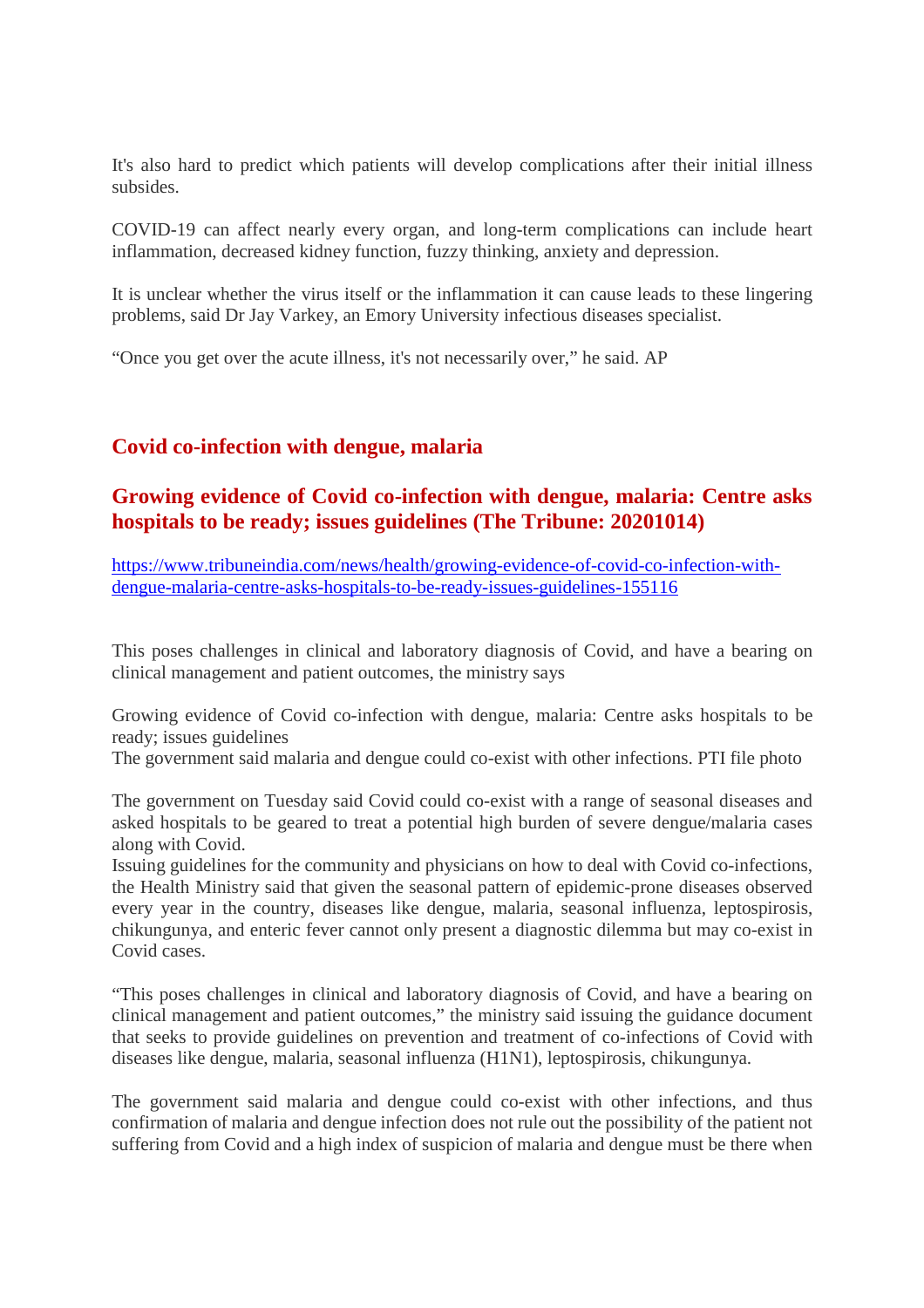It's also hard to predict which patients will develop complications after their initial illness subsides.

COVID-19 can affect nearly every organ, and long-term complications can include heart inflammation, decreased kidney function, fuzzy thinking, anxiety and depression.

It is unclear whether the virus itself or the inflammation it can cause leads to these lingering problems, said Dr Jay Varkey, an Emory University infectious diseases specialist.

"Once you get over the acute illness, it's not necessarily over," he said. AP

## Covid co-infection with dengue, malaria

## Growing evidence of Covid co-infection with dengue, malaria: Centre asks hospitals to be ready; issues guidelines (The Tribune: 20201014)

https://www.tribuneindia.com/news/health/growing-evidence-of-covid-co-infection-with-dengue-malaria-centre-asks-hospitals-to-be-ready-issues-guidelines-155116

This poses challenges in clinical and laboratory diagnosis of Covid, and have a bearing on clinical management and patient outcomes, the ministry says

Growing evidence of Covid co-infection with dengue, malaria: Centre asks hospitals to be ready; issues guidelines
The government said malaria and dengue could co-exist with other infections. PTI file photo

The government on Tuesday said Covid could co-exist with a range of seasonal diseases and asked hospitals to be geared to treat a potential high burden of severe dengue/malaria cases along with Covid.
Issuing guidelines for the community and physicians on how to deal with Covid co-infections, the Health Ministry said that given the seasonal pattern of epidemic-prone diseases observed every year in the country, diseases like dengue, malaria, seasonal influenza, leptospirosis, chikungunya, and enteric fever cannot only present a diagnostic dilemma but may co-exist in Covid cases.

"This poses challenges in clinical and laboratory diagnosis of Covid, and have a bearing on clinical management and patient outcomes," the ministry said issuing the guidance document that seeks to provide guidelines on prevention and treatment of co-infections of Covid with diseases like dengue, malaria, seasonal influenza (H1N1), leptospirosis, chikungunya.

The government said malaria and dengue could co-exist with other infections, and thus confirmation of malaria and dengue infection does not rule out the possibility of the patient not suffering from Covid and a high index of suspicion of malaria and dengue must be there when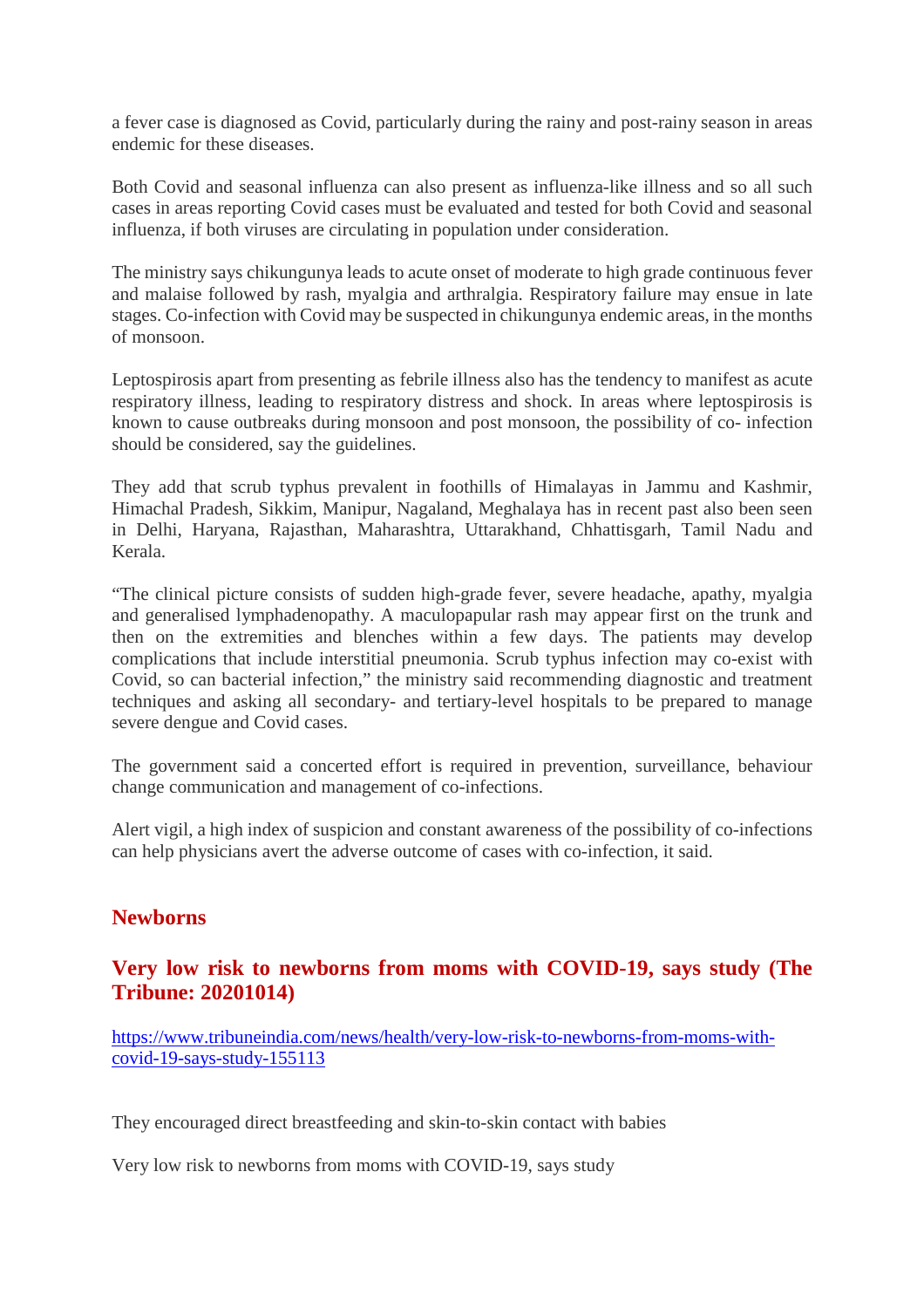a fever case is diagnosed as Covid, particularly during the rainy and post-rainy season in areas endemic for these diseases.

Both Covid and seasonal influenza can also present as influenza-like illness and so all such cases in areas reporting Covid cases must be evaluated and tested for both Covid and seasonal influenza, if both viruses are circulating in population under consideration.

The ministry says chikungunya leads to acute onset of moderate to high grade continuous fever and malaise followed by rash, myalgia and arthralgia. Respiratory failure may ensue in late stages. Co-infection with Covid may be suspected in chikungunya endemic areas, in the months of monsoon.

Leptospirosis apart from presenting as febrile illness also has the tendency to manifest as acute respiratory illness, leading to respiratory distress and shock. In areas where leptospirosis is known to cause outbreaks during monsoon and post monsoon, the possibility of co- infection should be considered, say the guidelines.

They add that scrub typhus prevalent in foothills of Himalayas in Jammu and Kashmir, Himachal Pradesh, Sikkim, Manipur, Nagaland, Meghalaya has in recent past also been seen in Delhi, Haryana, Rajasthan, Maharashtra, Uttarakhand, Chhattisgarh, Tamil Nadu and Kerala.

"The clinical picture consists of sudden high-grade fever, severe headache, apathy, myalgia and generalised lymphadenopathy. A maculopapular rash may appear first on the trunk and then on the extremities and blenches within a few days. The patients may develop complications that include interstitial pneumonia. Scrub typhus infection may co-exist with Covid, so can bacterial infection," the ministry said recommending diagnostic and treatment techniques and asking all secondary- and tertiary-level hospitals to be prepared to manage severe dengue and Covid cases.

The government said a concerted effort is required in prevention, surveillance, behaviour change communication and management of co-infections.

Alert vigil, a high index of suspicion and constant awareness of the possibility of co-infections can help physicians avert the adverse outcome of cases with co-infection, it said.

## Newborns

### Very low risk to newborns from moms with COVID-19, says study (The Tribune: 20201014)

https://www.tribuneindia.com/news/health/very-low-risk-to-newborns-from-moms-with-covid-19-says-study-155113

They encouraged direct breastfeeding and skin-to-skin contact with babies

Very low risk to newborns from moms with COVID-19, says study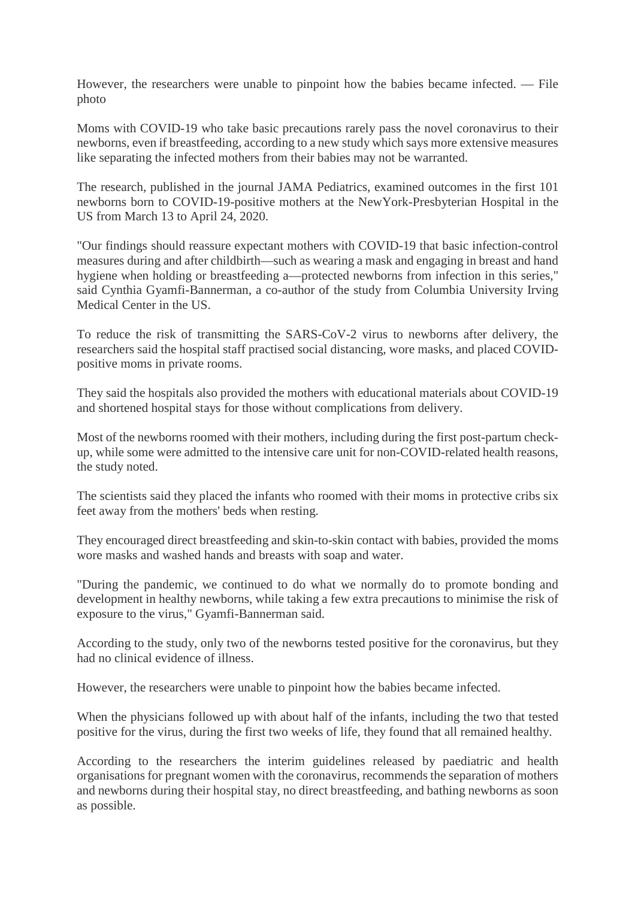However, the researchers were unable to pinpoint how the babies became infected. — File photo

Moms with COVID-19 who take basic precautions rarely pass the novel coronavirus to their newborns, even if breastfeeding, according to a new study which says more extensive measures like separating the infected mothers from their babies may not be warranted.

The research, published in the journal JAMA Pediatrics, examined outcomes in the first 101 newborns born to COVID-19-positive mothers at the NewYork-Presbyterian Hospital in the US from March 13 to April 24, 2020.

"Our findings should reassure expectant mothers with COVID-19 that basic infection-control measures during and after childbirth—such as wearing a mask and engaging in breast and hand hygiene when holding or breastfeeding a—protected newborns from infection in this series," said Cynthia Gyamfi-Bannerman, a co-author of the study from Columbia University Irving Medical Center in the US.

To reduce the risk of transmitting the SARS-CoV-2 virus to newborns after delivery, the researchers said the hospital staff practised social distancing, wore masks, and placed COVID-positive moms in private rooms.

They said the hospitals also provided the mothers with educational materials about COVID-19 and shortened hospital stays for those without complications from delivery.

Most of the newborns roomed with their mothers, including during the first post-partum check-up, while some were admitted to the intensive care unit for non-COVID-related health reasons, the study noted.

The scientists said they placed the infants who roomed with their moms in protective cribs six feet away from the mothers' beds when resting.

They encouraged direct breastfeeding and skin-to-skin contact with babies, provided the moms wore masks and washed hands and breasts with soap and water.

"During the pandemic, we continued to do what we normally do to promote bonding and development in healthy newborns, while taking a few extra precautions to minimise the risk of exposure to the virus," Gyamfi-Bannerman said.

According to the study, only two of the newborns tested positive for the coronavirus, but they had no clinical evidence of illness.

However, the researchers were unable to pinpoint how the babies became infected.

When the physicians followed up with about half of the infants, including the two that tested positive for the virus, during the first two weeks of life, they found that all remained healthy.

According to the researchers the interim guidelines released by paediatric and health organisations for pregnant women with the coronavirus, recommends the separation of mothers and newborns during their hospital stay, no direct breastfeeding, and bathing newborns as soon as possible.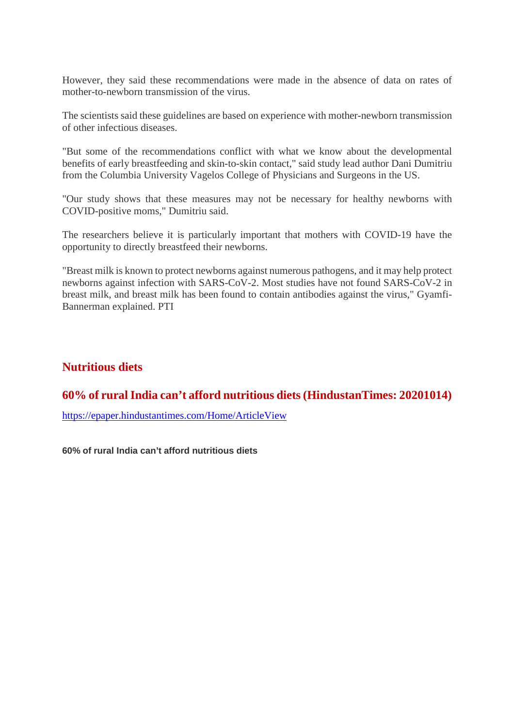However, they said these recommendations were made in the absence of data on rates of mother-to-newborn transmission of the virus.

The scientists said these guidelines are based on experience with mother-newborn transmission of other infectious diseases.

"But some of the recommendations conflict with what we know about the developmental benefits of early breastfeeding and skin-to-skin contact," said study lead author Dani Dumitriu from the Columbia University Vagelos College of Physicians and Surgeons in the US.

"Our study shows that these measures may not be necessary for healthy newborns with COVID-positive moms," Dumitriu said.

The researchers believe it is particularly important that mothers with COVID-19 have the opportunity to directly breastfeed their newborns.

"Breast milk is known to protect newborns against numerous pathogens, and it may help protect newborns against infection with SARS-CoV-2. Most studies have not found SARS-CoV-2 in breast milk, and breast milk has been found to contain antibodies against the virus," Gyamfi-Bannerman explained. PTI

## Nutritious diets

### 60% of rural India can't afford nutritious diets (HindustanTimes: 20201014)

https://epaper.hindustantimes.com/Home/ArticleView

**60% of rural India can't afford nutritious diets**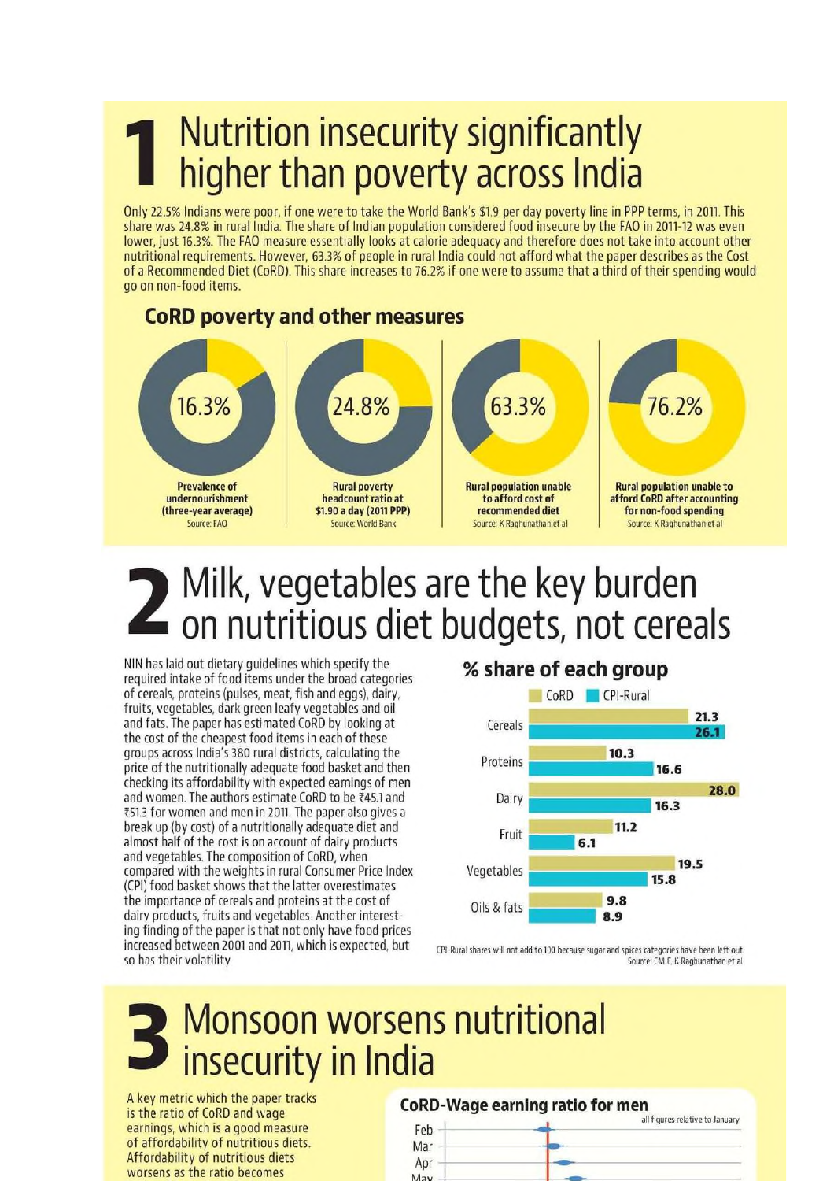# 1 Nutrition insecurity significantly higher than poverty across India

Only 22.5% Indians were poor, if one were to take the World Bank's $1.9 per day poverty line in PPP terms, in 2011. This share was 24.8% in rural India. The share of Indian population considered food insecure by the FAO in 2011-12 was even lower, just 16.3%. The FAO measure essentially looks at calorie adequacy and therefore does not take into account other nutritional requirements. However, 63.3% of people in rural India could not afford what the paper describes as the Cost of a Recommended Diet (CoRD). This share increases to 76.2% if one were to assume that a third of their spending would go on non-food items.

## CoRD poverty and other measures

16.3%
Prevalence of undernourishment (three-year average)
Source: FAO

24.8%
Rural poverty headcount ratio at $1.90 a day (2011 PPP)
Source: World Bank

63.3%
Rural population unable to afford cost of recommended diet
Source: K Raghunathan et al

76.2%
Rural population unable to afford CoRD after accounting for non-food spending
Source: K Raghunathan et al

# 2 Milk, vegetables are the key burden on nutritious diet budgets, not cereals

NIN has laid out dietary guidelines which specify the required intake of food items under the broad categories of cereals, proteins (pulses, meat, fish and eggs), dairy, fruits, vegetables, dark green leafy vegetables and oil and fats. The paper has estimated CoRD by looking at the cost of the cheapest food items in each of these groups across India's 380 rural districts, calculating the price of the nutritionally adequate food basket and then checking its affordability with expected earnings of men and women. The authors estimate CoRD to be ₹45.1 and ₹51.3 for women and men in 2011. The paper also gives a break up (by cost) of a nutritionally adequate diet and almost half of the cost is on account of dairy products and vegetables. The composition of CoRD, when compared with the weights in rural Consumer Price Index (CPI) food basket shows that the latter overestimates the importance of cereals and proteins at the cost of dairy products, fruits and vegetables. Another interesting finding of the paper is that not only have food prices increased between 2001 and 2011, which is expected, but so has their volatility

## % share of each group

CoRD  CPI-Rural

Cereals 21.3 26.1
Proteins 10.3 16.6
Dairy 28.0 16.3
Fruit 11.2 6.1
Vegetables 19.5 15.8
Oils & fats 9.8 8.9

CPI-Rural shares will not add to 100 because sugar and spices categories have been left out
Source: CMIE, K Raghunathan et al

# 3 Monsoon worsens nutritional insecurity in India

A key metric which the paper tracks is the ratio of CoRD and wage earnings, which is a good measure of affordability of nutritious diets. Affordability of nutritious diets worsens as the ratio becomes

## CoRD-Wage earning ratio for men

all figures relative to January

Feb
Mar
Apr
May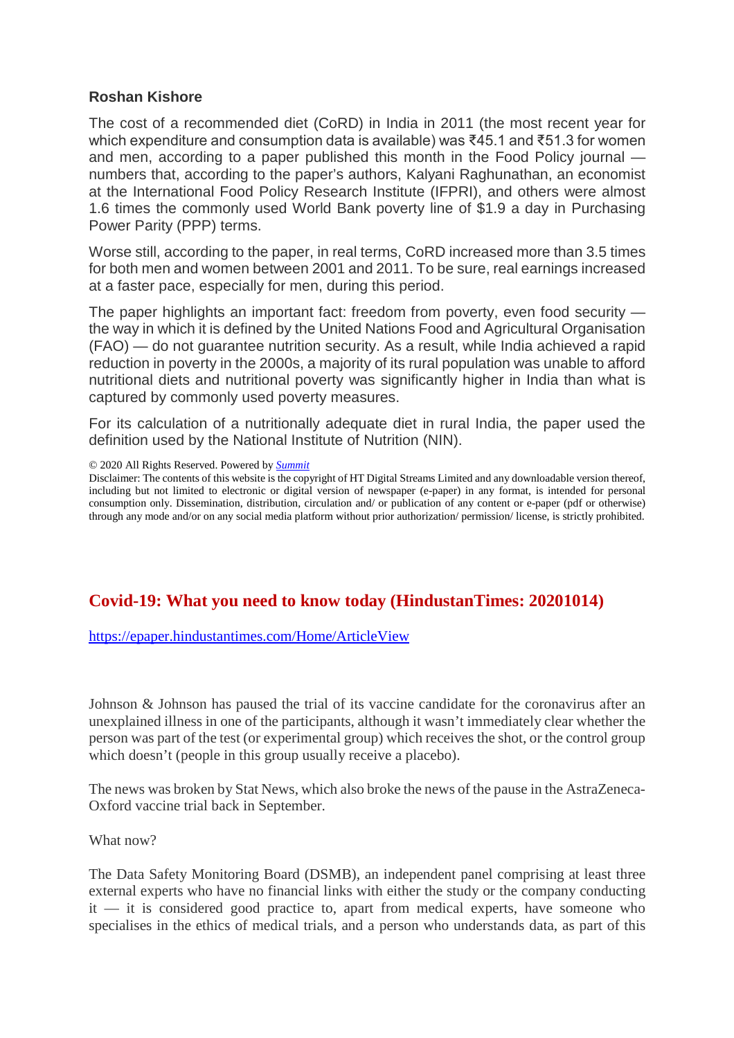**Roshan Kishore**

The cost of a recommended diet (CoRD) in India in 2011 (the most recent year for which expenditure and consumption data is available) was ₹45.1 and ₹51.3 for women and men, according to a paper published this month in the Food Policy journal — numbers that, according to the paper's authors, Kalyani Raghunathan, an economist at the International Food Policy Research Institute (IFPRI), and others were almost 1.6 times the commonly used World Bank poverty line of $1.9 a day in Purchasing Power Parity (PPP) terms.

Worse still, according to the paper, in real terms, CoRD increased more than 3.5 times for both men and women between 2001 and 2011. To be sure, real earnings increased at a faster pace, especially for men, during this period.

The paper highlights an important fact: freedom from poverty, even food security — the way in which it is defined by the United Nations Food and Agricultural Organisation (FAO) — do not guarantee nutrition security. As a result, while India achieved a rapid reduction in poverty in the 2000s, a majority of its rural population was unable to afford nutritional diets and nutritional poverty was significantly higher in India than what is captured by commonly used poverty measures.

For its calculation of a nutritionally adequate diet in rural India, the paper used the definition used by the National Institute of Nutrition (NIN).

© 2020 All Rights Reserved. Powered by *Summit*

Disclaimer: The contents of this website is the copyright of HT Digital Streams Limited and any downloadable version thereof, including but not limited to electronic or digital version of newspaper (e-paper) in any format, is intended for personal consumption only. Dissemination, distribution, circulation and/ or publication of any content or e-paper (pdf or otherwise) through any mode and/or on any social media platform without prior authorization/ permission/ license, is strictly prohibited.

## Covid-19: What you need to know today (HindustanTimes: 20201014)

https://epaper.hindustantimes.com/Home/ArticleView

Johnson & Johnson has paused the trial of its vaccine candidate for the coronavirus after an unexplained illness in one of the participants, although it wasn't immediately clear whether the person was part of the test (or experimental group) which receives the shot, or the control group which doesn't (people in this group usually receive a placebo).

The news was broken by Stat News, which also broke the news of the pause in the AstraZeneca-Oxford vaccine trial back in September.

What now?

The Data Safety Monitoring Board (DSMB), an independent panel comprising at least three external experts who have no financial links with either the study or the company conducting it — it is considered good practice to, apart from medical experts, have someone who specialises in the ethics of medical trials, and a person who understands data, as part of this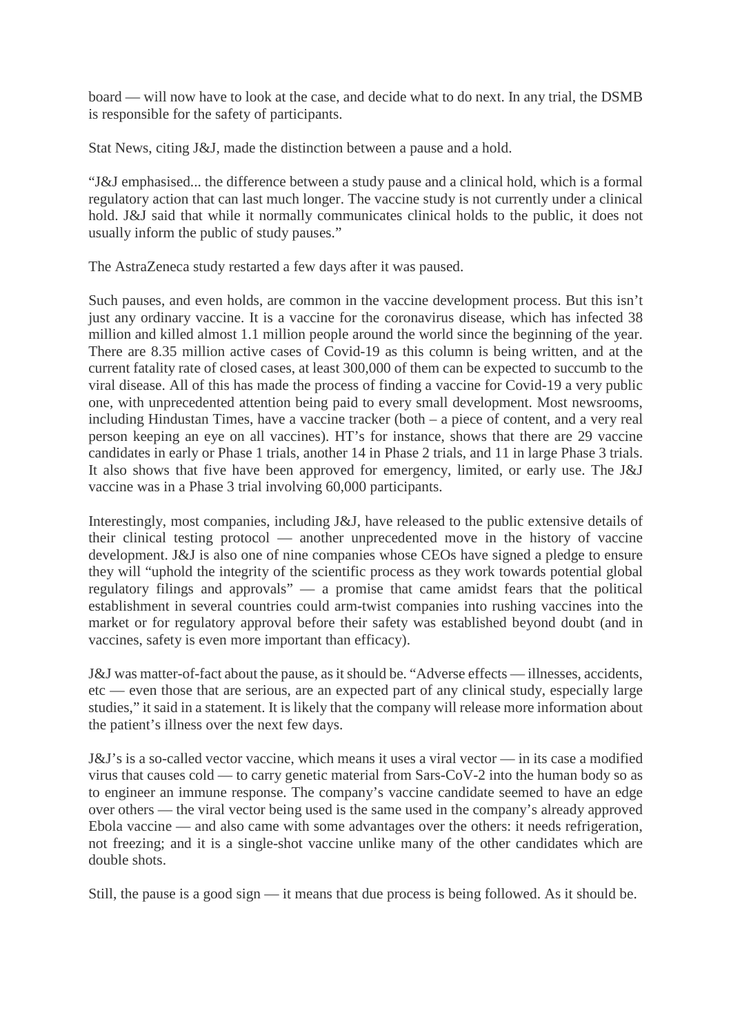board — will now have to look at the case, and decide what to do next. In any trial, the DSMB is responsible for the safety of participants.

Stat News, citing J&J, made the distinction between a pause and a hold.

"J&J emphasised... the difference between a study pause and a clinical hold, which is a formal regulatory action that can last much longer. The vaccine study is not currently under a clinical hold. J&J said that while it normally communicates clinical holds to the public, it does not usually inform the public of study pauses."

The AstraZeneca study restarted a few days after it was paused.

Such pauses, and even holds, are common in the vaccine development process. But this isn't just any ordinary vaccine. It is a vaccine for the coronavirus disease, which has infected 38 million and killed almost 1.1 million people around the world since the beginning of the year. There are 8.35 million active cases of Covid-19 as this column is being written, and at the current fatality rate of closed cases, at least 300,000 of them can be expected to succumb to the viral disease. All of this has made the process of finding a vaccine for Covid-19 a very public one, with unprecedented attention being paid to every small development. Most newsrooms, including Hindustan Times, have a vaccine tracker (both – a piece of content, and a very real person keeping an eye on all vaccines). HT's for instance, shows that there are 29 vaccine candidates in early or Phase 1 trials, another 14 in Phase 2 trials, and 11 in large Phase 3 trials. It also shows that five have been approved for emergency, limited, or early use. The J&J vaccine was in a Phase 3 trial involving 60,000 participants.

Interestingly, most companies, including J&J, have released to the public extensive details of their clinical testing protocol — another unprecedented move in the history of vaccine development. J&J is also one of nine companies whose CEOs have signed a pledge to ensure they will "uphold the integrity of the scientific process as they work towards potential global regulatory filings and approvals" — a promise that came amidst fears that the political establishment in several countries could arm-twist companies into rushing vaccines into the market or for regulatory approval before their safety was established beyond doubt (and in vaccines, safety is even more important than efficacy).

J&J was matter-of-fact about the pause, as it should be. "Adverse effects — illnesses, accidents, etc — even those that are serious, are an expected part of any clinical study, especially large studies," it said in a statement. It is likely that the company will release more information about the patient's illness over the next few days.

J&J's is a so-called vector vaccine, which means it uses a viral vector — in its case a modified virus that causes cold — to carry genetic material from Sars-CoV-2 into the human body so as to engineer an immune response. The company's vaccine candidate seemed to have an edge over others — the viral vector being used is the same used in the company's already approved Ebola vaccine — and also came with some advantages over the others: it needs refrigeration, not freezing; and it is a single-shot vaccine unlike many of the other candidates which are double shots.

Still, the pause is a good sign — it means that due process is being followed. As it should be.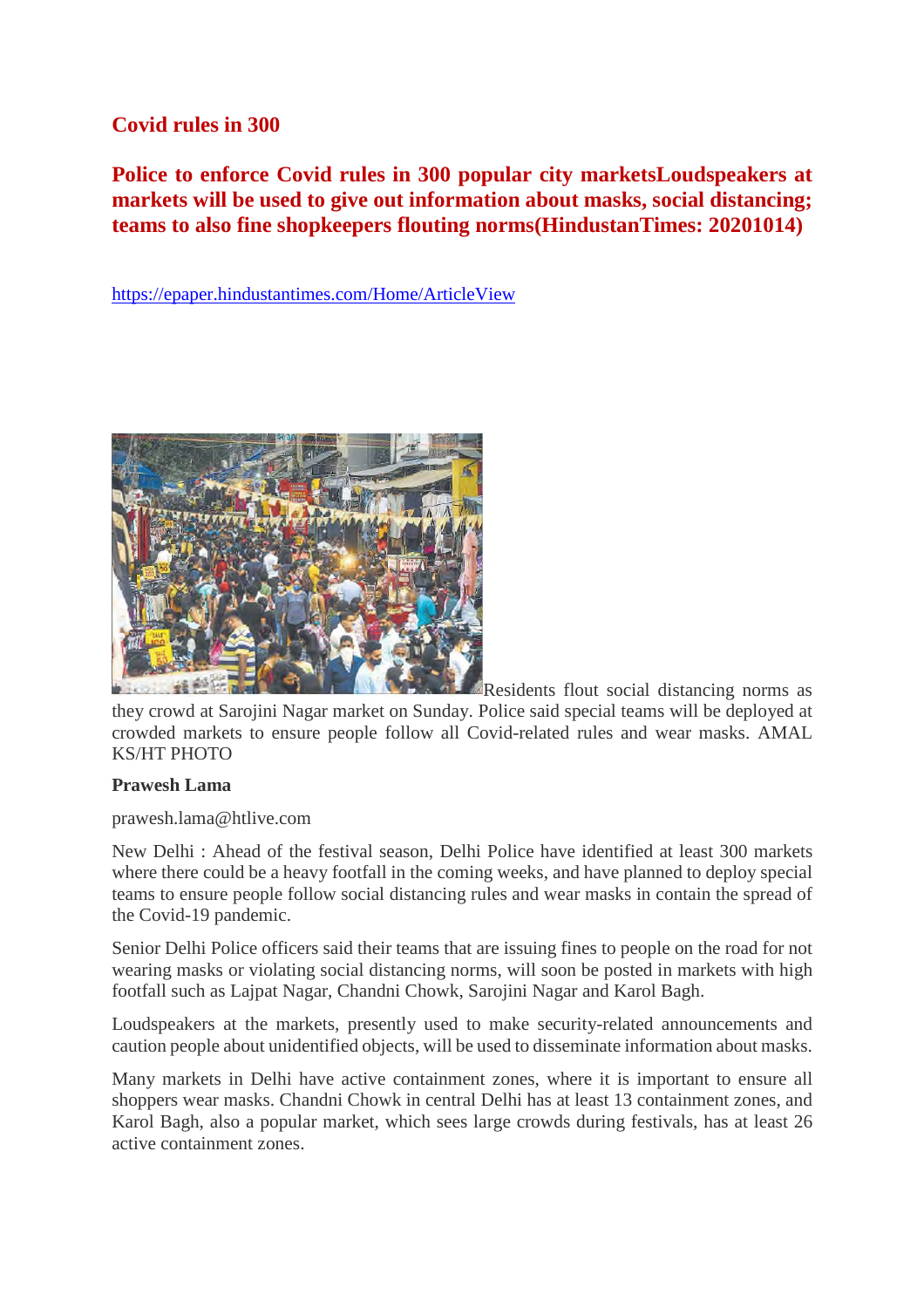## Covid rules in 300

## Police to enforce Covid rules in 300 popular city marketsLoudspeakers at markets will be used to give out information about masks, social distancing; teams to also fine shopkeepers flouting norms(HindustanTimes: 20201014)

https://epaper.hindustantimes.com/Home/ArticleView

Residents flout social distancing norms as they crowd at Sarojini Nagar market on Sunday. Police said special teams will be deployed at crowded markets to ensure people follow all Covid-related rules and wear masks. AMAL KS/HT PHOTO

**Prawesh Lama**

prawesh.lama@htlive.com

New Delhi : Ahead of the festival season, Delhi Police have identified at least 300 markets where there could be a heavy footfall in the coming weeks, and have planned to deploy special teams to ensure people follow social distancing rules and wear masks in contain the spread of the Covid-19 pandemic.

Senior Delhi Police officers said their teams that are issuing fines to people on the road for not wearing masks or violating social distancing norms, will soon be posted in markets with high footfall such as Lajpat Nagar, Chandni Chowk, Sarojini Nagar and Karol Bagh.

Loudspeakers at the markets, presently used to make security-related announcements and caution people about unidentified objects, will be used to disseminate information about masks.

Many markets in Delhi have active containment zones, where it is important to ensure all shoppers wear masks. Chandni Chowk in central Delhi has at least 13 containment zones, and Karol Bagh, also a popular market, which sees large crowds during festivals, has at least 26 active containment zones.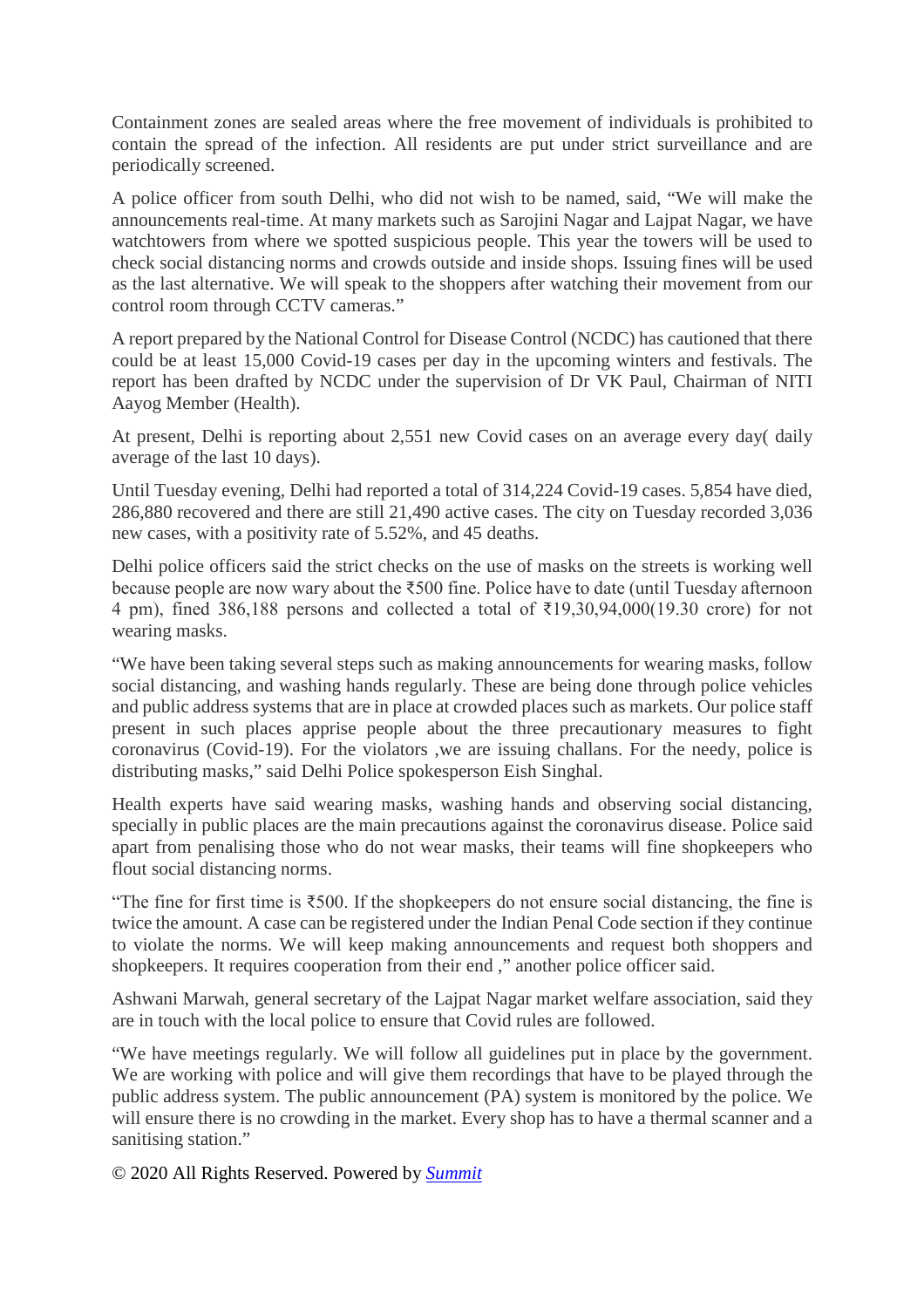Containment zones are sealed areas where the free movement of individuals is prohibited to contain the spread of the infection. All residents are put under strict surveillance and are periodically screened.

A police officer from south Delhi, who did not wish to be named, said, "We will make the announcements real-time. At many markets such as Sarojini Nagar and Lajpat Nagar, we have watchtowers from where we spotted suspicious people. This year the towers will be used to check social distancing norms and crowds outside and inside shops. Issuing fines will be used as the last alternative. We will speak to the shoppers after watching their movement from our control room through CCTV cameras."

A report prepared by the National Control for Disease Control (NCDC) has cautioned that there could be at least 15,000 Covid-19 cases per day in the upcoming winters and festivals. The report has been drafted by NCDC under the supervision of Dr VK Paul, Chairman of NITI Aayog Member (Health).

At present, Delhi is reporting about 2,551 new Covid cases on an average every day( daily average of the last 10 days).

Until Tuesday evening, Delhi had reported a total of 314,224 Covid-19 cases. 5,854 have died, 286,880 recovered and there are still 21,490 active cases. The city on Tuesday recorded 3,036 new cases, with a positivity rate of 5.52%, and 45 deaths.

Delhi police officers said the strict checks on the use of masks on the streets is working well because people are now wary about the ₹500 fine. Police have to date (until Tuesday afternoon 4 pm), fined 386,188 persons and collected a total of ₹19,30,94,000(19.30 crore) for not wearing masks.

"We have been taking several steps such as making announcements for wearing masks, follow social distancing, and washing hands regularly. These are being done through police vehicles and public address systems that are in place at crowded places such as markets. Our police staff present in such places apprise people about the three precautionary measures to fight coronavirus (Covid-19). For the violators ,we are issuing challans. For the needy, police is distributing masks," said Delhi Police spokesperson Eish Singhal.

Health experts have said wearing masks, washing hands and observing social distancing, specially in public places are the main precautions against the coronavirus disease. Police said apart from penalising those who do not wear masks, their teams will fine shopkeepers who flout social distancing norms.

"The fine for first time is ₹500. If the shopkeepers do not ensure social distancing, the fine is twice the amount. A case can be registered under the Indian Penal Code section if they continue to violate the norms. We will keep making announcements and request both shoppers and shopkeepers. It requires cooperation from their end ," another police officer said.

Ashwani Marwah, general secretary of the Lajpat Nagar market welfare association, said they are in touch with the local police to ensure that Covid rules are followed.

"We have meetings regularly. We will follow all guidelines put in place by the government. We are working with police and will give them recordings that have to be played through the public address system. The public announcement (PA) system is monitored by the police. We will ensure there is no crowding in the market. Every shop has to have a thermal scanner and a sanitising station."

© 2020 All Rights Reserved. Powered by *Summit*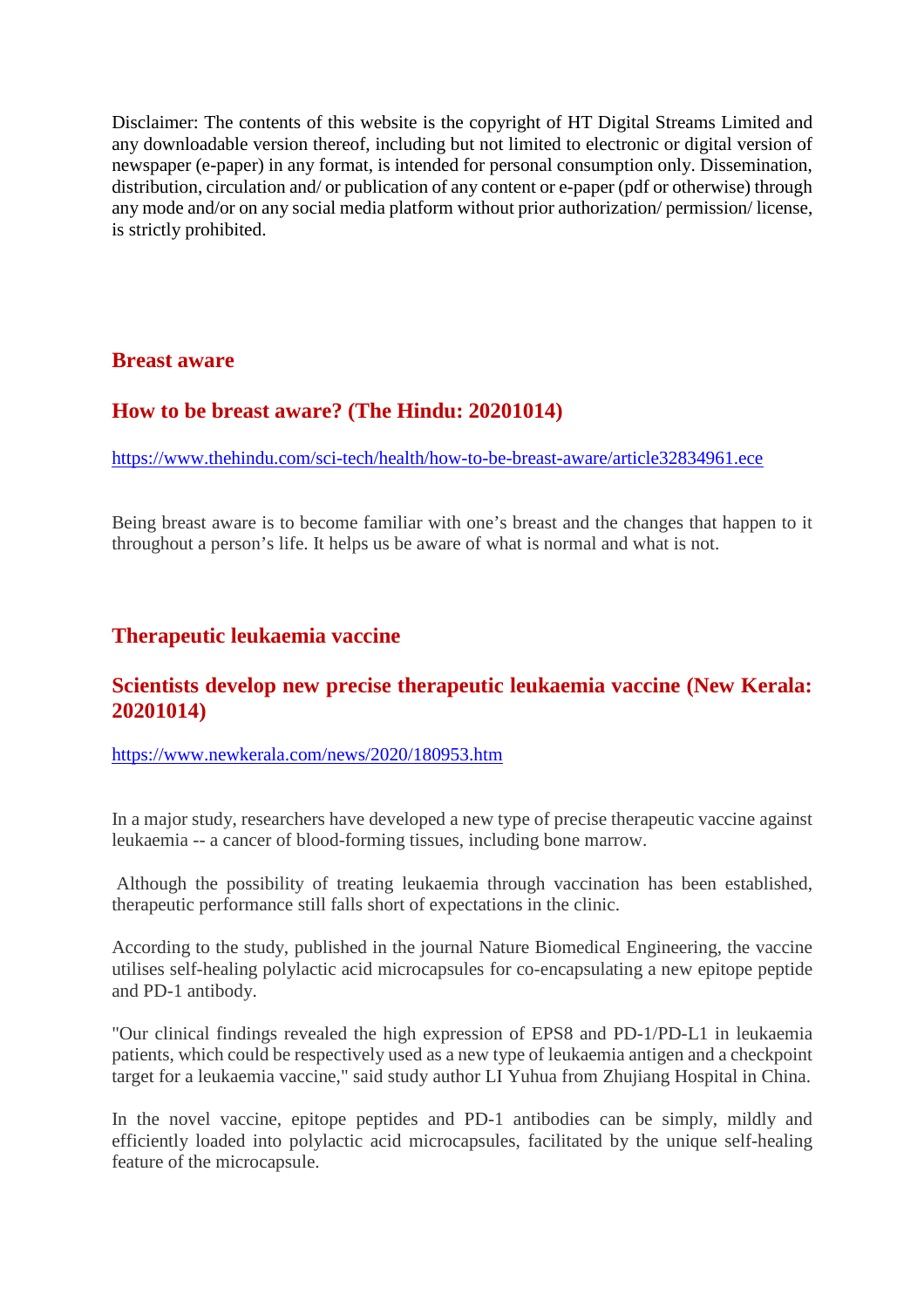Disclaimer: The contents of this website is the copyright of HT Digital Streams Limited and any downloadable version thereof, including but not limited to electronic or digital version of newspaper (e-paper) in any format, is intended for personal consumption only. Dissemination, distribution, circulation and/ or publication of any content or e-paper (pdf or otherwise) through any mode and/or on any social media platform without prior authorization/ permission/ license, is strictly prohibited.

## Breast aware

## How to be breast aware? (The Hindu: 20201014)

https://www.thehindu.com/sci-tech/health/how-to-be-breast-aware/article32834961.ece

Being breast aware is to become familiar with one's breast and the changes that happen to it throughout a person's life. It helps us be aware of what is normal and what is not.

## Therapeutic leukaemia vaccine

## Scientists develop new precise therapeutic leukaemia vaccine (New Kerala: 20201014)

https://www.newkerala.com/news/2020/180953.htm

In a major study, researchers have developed a new type of precise therapeutic vaccine against leukaemia -- a cancer of blood-forming tissues, including bone marrow.

Although the possibility of treating leukaemia through vaccination has been established, therapeutic performance still falls short of expectations in the clinic.

According to the study, published in the journal Nature Biomedical Engineering, the vaccine utilises self-healing polylactic acid microcapsules for co-encapsulating a new epitope peptide and PD-1 antibody.

"Our clinical findings revealed the high expression of EPS8 and PD-1/PD-L1 in leukaemia patients, which could be respectively used as a new type of leukaemia antigen and a checkpoint target for a leukaemia vaccine," said study author LI Yuhua from Zhujiang Hospital in China.

In the novel vaccine, epitope peptides and PD-1 antibodies can be simply, mildly and efficiently loaded into polylactic acid microcapsules, facilitated by the unique self-healing feature of the microcapsule.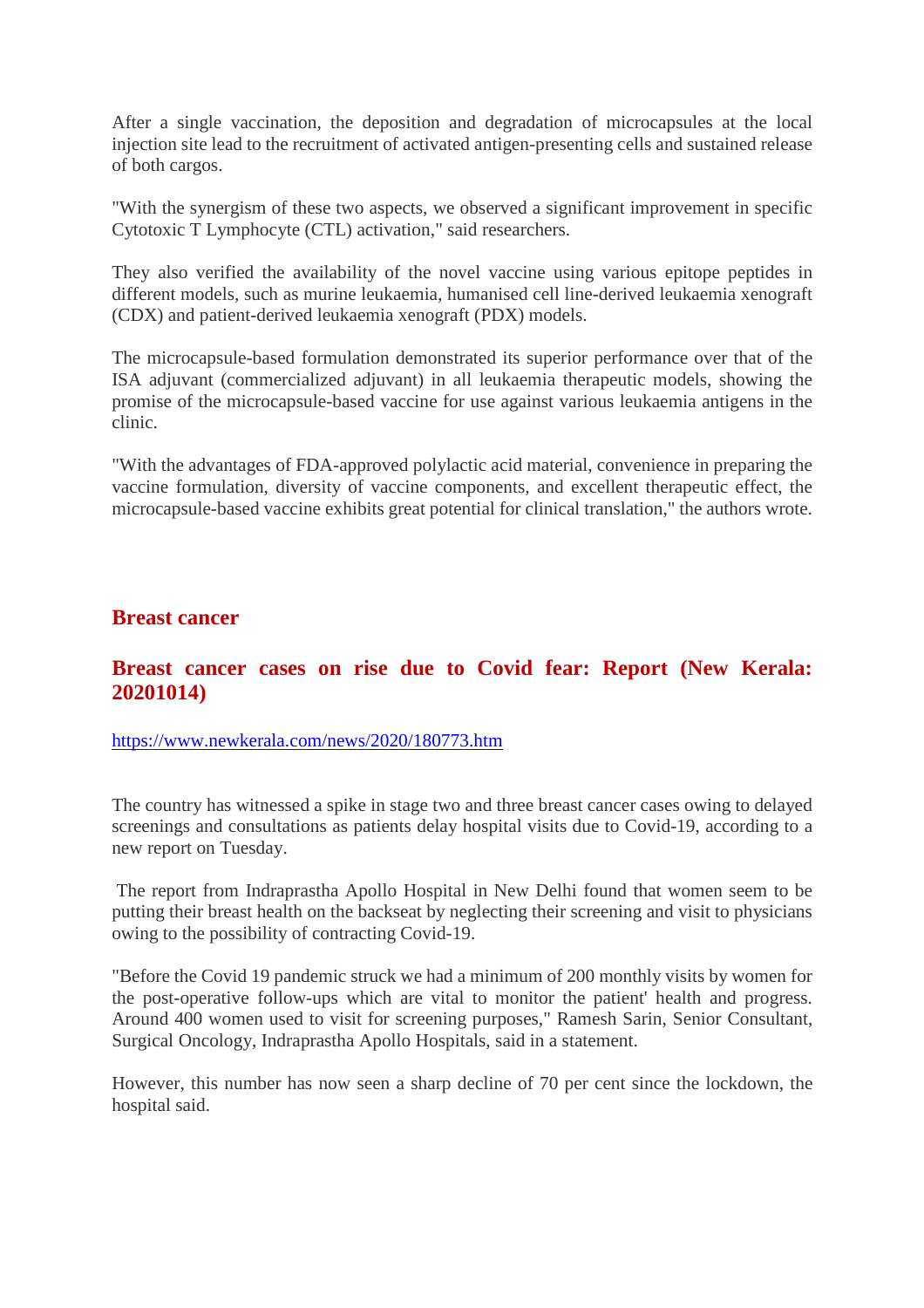After a single vaccination, the deposition and degradation of microcapsules at the local injection site lead to the recruitment of activated antigen-presenting cells and sustained release of both cargos.

"With the synergism of these two aspects, we observed a significant improvement in specific Cytotoxic T Lymphocyte (CTL) activation," said researchers.

They also verified the availability of the novel vaccine using various epitope peptides in different models, such as murine leukaemia, humanised cell line-derived leukaemia xenograft (CDX) and patient-derived leukaemia xenograft (PDX) models.

The microcapsule-based formulation demonstrated its superior performance over that of the ISA adjuvant (commercialized adjuvant) in all leukaemia therapeutic models, showing the promise of the microcapsule-based vaccine for use against various leukaemia antigens in the clinic.

"With the advantages of FDA-approved polylactic acid material, convenience in preparing the vaccine formulation, diversity of vaccine components, and excellent therapeutic effect, the microcapsule-based vaccine exhibits great potential for clinical translation," the authors wrote.

## Breast cancer

### Breast cancer cases on rise due to Covid fear: Report (New Kerala: 20201014)

https://www.newkerala.com/news/2020/180773.htm

The country has witnessed a spike in stage two and three breast cancer cases owing to delayed screenings and consultations as patients delay hospital visits due to Covid-19, according to a new report on Tuesday.

The report from Indraprastha Apollo Hospital in New Delhi found that women seem to be putting their breast health on the backseat by neglecting their screening and visit to physicians owing to the possibility of contracting Covid-19.

"Before the Covid 19 pandemic struck we had a minimum of 200 monthly visits by women for the post-operative follow-ups which are vital to monitor the patient' health and progress. Around 400 women used to visit for screening purposes," Ramesh Sarin, Senior Consultant, Surgical Oncology, Indraprastha Apollo Hospitals, said in a statement.

However, this number has now seen a sharp decline of 70 per cent since the lockdown, the hospital said.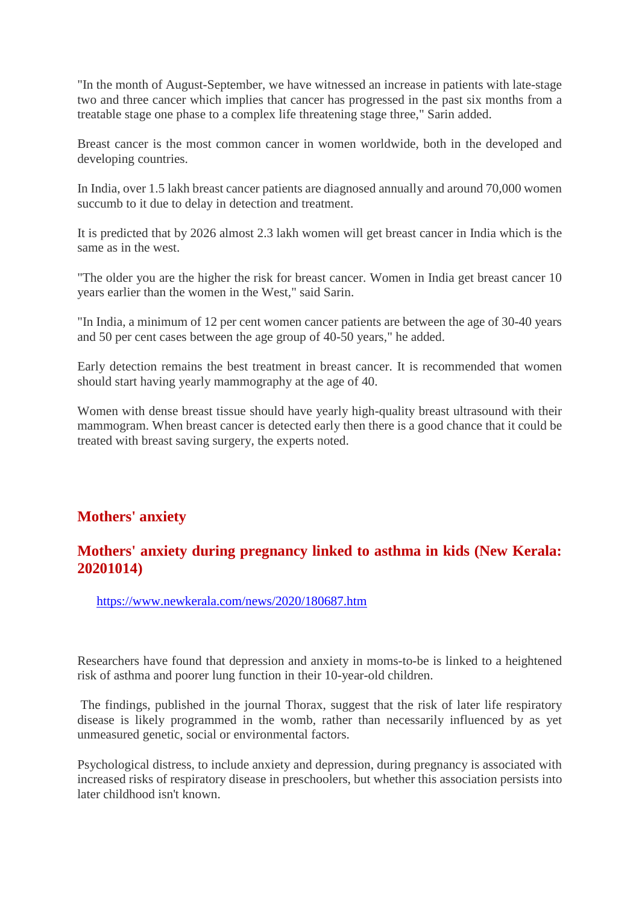"In the month of August-September, we have witnessed an increase in patients with late-stage two and three cancer which implies that cancer has progressed in the past six months from a treatable stage one phase to a complex life threatening stage three," Sarin added.

Breast cancer is the most common cancer in women worldwide, both in the developed and developing countries.

In India, over 1.5 lakh breast cancer patients are diagnosed annually and around 70,000 women succumb to it due to delay in detection and treatment.

It is predicted that by 2026 almost 2.3 lakh women will get breast cancer in India which is the same as in the west.

"The older you are the higher the risk for breast cancer. Women in India get breast cancer 10 years earlier than the women in the West," said Sarin.

"In India, a minimum of 12 per cent women cancer patients are between the age of 30-40 years and 50 per cent cases between the age group of 40-50 years," he added.

Early detection remains the best treatment in breast cancer. It is recommended that women should start having yearly mammography at the age of 40.

Women with dense breast tissue should have yearly high-quality breast ultrasound with their mammogram. When breast cancer is detected early then there is a good chance that it could be treated with breast saving surgery, the experts noted.

## Mothers' anxiety

## Mothers' anxiety during pregnancy linked to asthma in kids (New Kerala: 20201014)

https://www.newkerala.com/news/2020/180687.htm

Researchers have found that depression and anxiety in moms-to-be is linked to a heightened risk of asthma and poorer lung function in their 10-year-old children.

The findings, published in the journal Thorax, suggest that the risk of later life respiratory disease is likely programmed in the womb, rather than necessarily influenced by as yet unmeasured genetic, social or environmental factors.

Psychological distress, to include anxiety and depression, during pregnancy is associated with increased risks of respiratory disease in preschoolers, but whether this association persists into later childhood isn't known.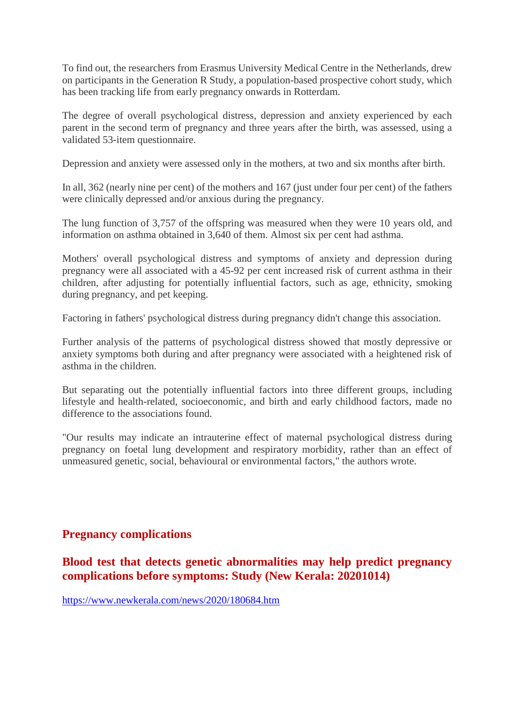To find out, the researchers from Erasmus University Medical Centre in the Netherlands, drew on participants in the Generation R Study, a population-based prospective cohort study, which has been tracking life from early pregnancy onwards in Rotterdam.

The degree of overall psychological distress, depression and anxiety experienced by each parent in the second term of pregnancy and three years after the birth, was assessed, using a validated 53-item questionnaire.

Depression and anxiety were assessed only in the mothers, at two and six months after birth.

In all, 362 (nearly nine per cent) of the mothers and 167 (just under four per cent) of the fathers were clinically depressed and/or anxious during the pregnancy.

The lung function of 3,757 of the offspring was measured when they were 10 years old, and information on asthma obtained in 3,640 of them. Almost six per cent had asthma.

Mothers' overall psychological distress and symptoms of anxiety and depression during pregnancy were all associated with a 45-92 per cent increased risk of current asthma in their children, after adjusting for potentially influential factors, such as age, ethnicity, smoking during pregnancy, and pet keeping.

Factoring in fathers' psychological distress during pregnancy didn't change this association.

Further analysis of the patterns of psychological distress showed that mostly depressive or anxiety symptoms both during and after pregnancy were associated with a heightened risk of asthma in the children.

But separating out the potentially influential factors into three different groups, including lifestyle and health-related, socioeconomic, and birth and early childhood factors, made no difference to the associations found.

"Our results may indicate an intrauterine effect of maternal psychological distress during pregnancy on foetal lung development and respiratory morbidity, rather than an effect of unmeasured genetic, social, behavioural or environmental factors," the authors wrote.

## Pregnancy complications

### Blood test that detects genetic abnormalities may help predict pregnancy complications before symptoms: Study (New Kerala: 20201014)

https://www.newkerala.com/news/2020/180684.htm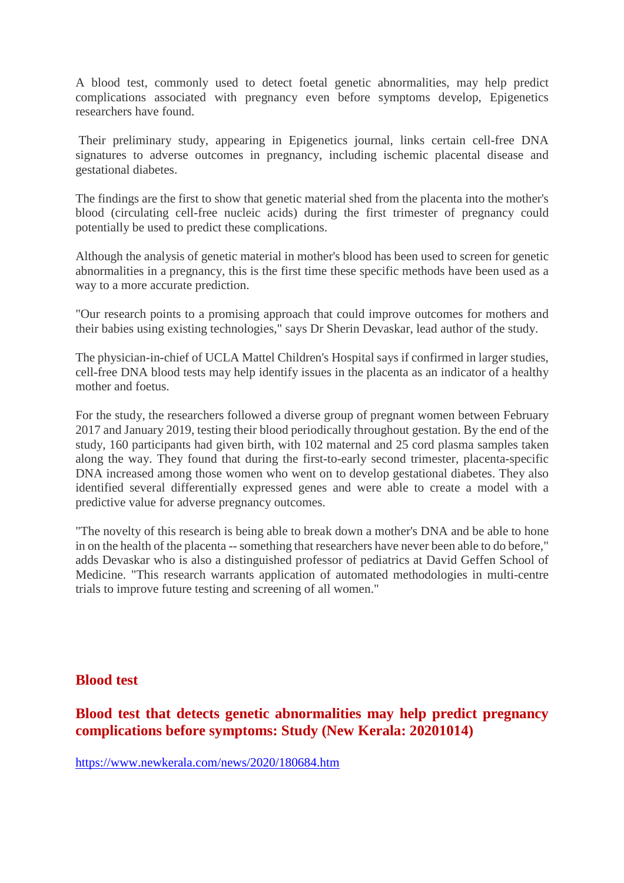A blood test, commonly used to detect foetal genetic abnormalities, may help predict complications associated with pregnancy even before symptoms develop, Epigenetics researchers have found.

Their preliminary study, appearing in Epigenetics journal, links certain cell-free DNA signatures to adverse outcomes in pregnancy, including ischemic placental disease and gestational diabetes.

The findings are the first to show that genetic material shed from the placenta into the mother's blood (circulating cell-free nucleic acids) during the first trimester of pregnancy could potentially be used to predict these complications.

Although the analysis of genetic material in mother's blood has been used to screen for genetic abnormalities in a pregnancy, this is the first time these specific methods have been used as a way to a more accurate prediction.

"Our research points to a promising approach that could improve outcomes for mothers and their babies using existing technologies," says Dr Sherin Devaskar, lead author of the study.

The physician-in-chief of UCLA Mattel Children's Hospital says if confirmed in larger studies, cell-free DNA blood tests may help identify issues in the placenta as an indicator of a healthy mother and foetus.

For the study, the researchers followed a diverse group of pregnant women between February 2017 and January 2019, testing their blood periodically throughout gestation. By the end of the study, 160 participants had given birth, with 102 maternal and 25 cord plasma samples taken along the way. They found that during the first-to-early second trimester, placenta-specific DNA increased among those women who went on to develop gestational diabetes. They also identified several differentially expressed genes and were able to create a model with a predictive value for adverse pregnancy outcomes.

"The novelty of this research is being able to break down a mother's DNA and be able to hone in on the health of the placenta -- something that researchers have never been able to do before," adds Devaskar who is also a distinguished professor of pediatrics at David Geffen School of Medicine. "This research warrants application of automated methodologies in multi-centre trials to improve future testing and screening of all women."

## Blood test

## Blood test that detects genetic abnormalities may help predict pregnancy complications before symptoms: Study (New Kerala: 20201014)

https://www.newkerala.com/news/2020/180684.htm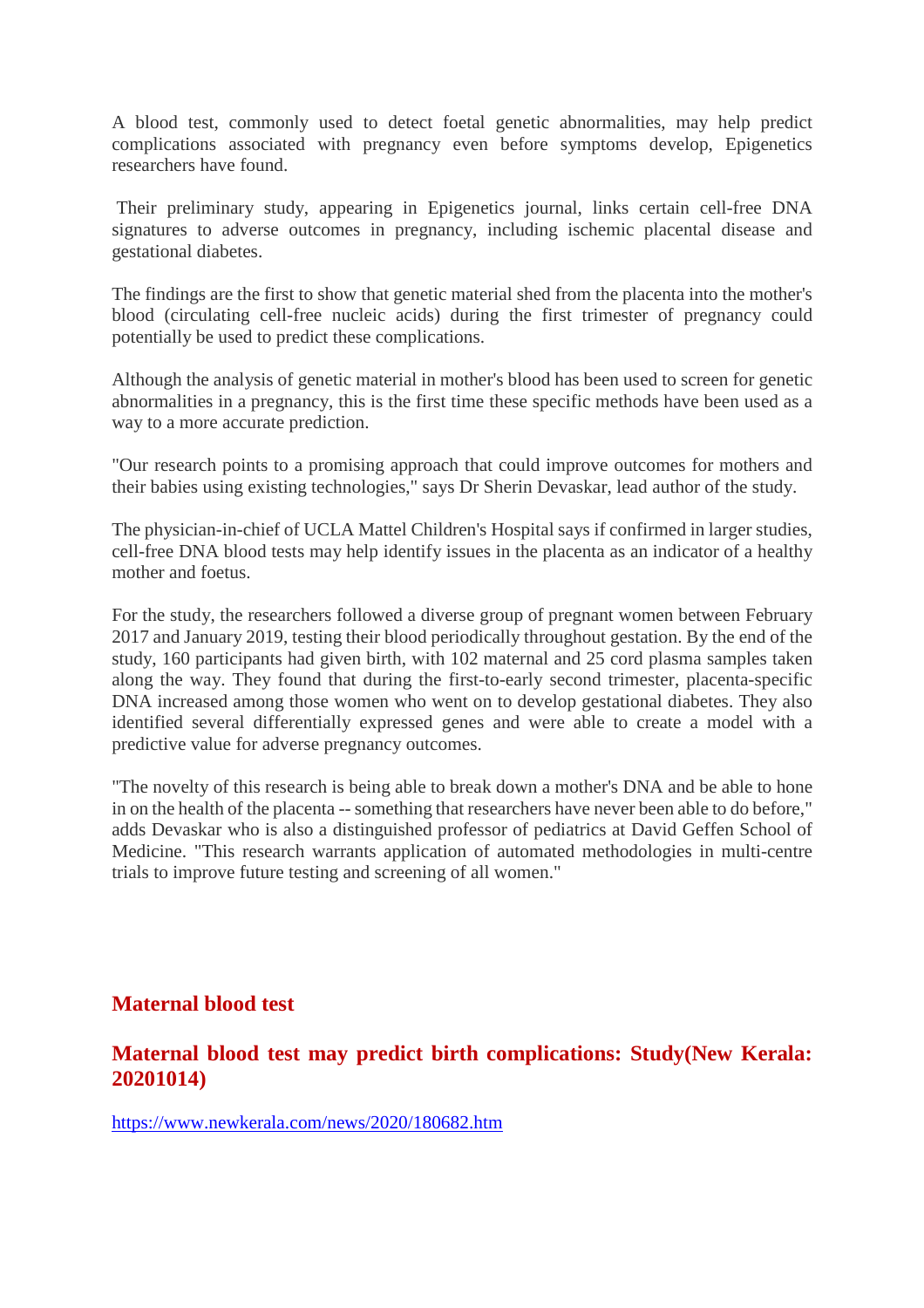A blood test, commonly used to detect foetal genetic abnormalities, may help predict complications associated with pregnancy even before symptoms develop, Epigenetics researchers have found.

Their preliminary study, appearing in Epigenetics journal, links certain cell-free DNA signatures to adverse outcomes in pregnancy, including ischemic placental disease and gestational diabetes.

The findings are the first to show that genetic material shed from the placenta into the mother's blood (circulating cell-free nucleic acids) during the first trimester of pregnancy could potentially be used to predict these complications.

Although the analysis of genetic material in mother's blood has been used to screen for genetic abnormalities in a pregnancy, this is the first time these specific methods have been used as a way to a more accurate prediction.

"Our research points to a promising approach that could improve outcomes for mothers and their babies using existing technologies," says Dr Sherin Devaskar, lead author of the study.

The physician-in-chief of UCLA Mattel Children's Hospital says if confirmed in larger studies, cell-free DNA blood tests may help identify issues in the placenta as an indicator of a healthy mother and foetus.

For the study, the researchers followed a diverse group of pregnant women between February 2017 and January 2019, testing their blood periodically throughout gestation. By the end of the study, 160 participants had given birth, with 102 maternal and 25 cord plasma samples taken along the way. They found that during the first-to-early second trimester, placenta-specific DNA increased among those women who went on to develop gestational diabetes. They also identified several differentially expressed genes and were able to create a model with a predictive value for adverse pregnancy outcomes.

"The novelty of this research is being able to break down a mother's DNA and be able to hone in on the health of the placenta -- something that researchers have never been able to do before," adds Devaskar who is also a distinguished professor of pediatrics at David Geffen School of Medicine. "This research warrants application of automated methodologies in multi-centre trials to improve future testing and screening of all women."

## Maternal blood test

## Maternal blood test may predict birth complications: Study(New Kerala: 20201014)

https://www.newkerala.com/news/2020/180682.htm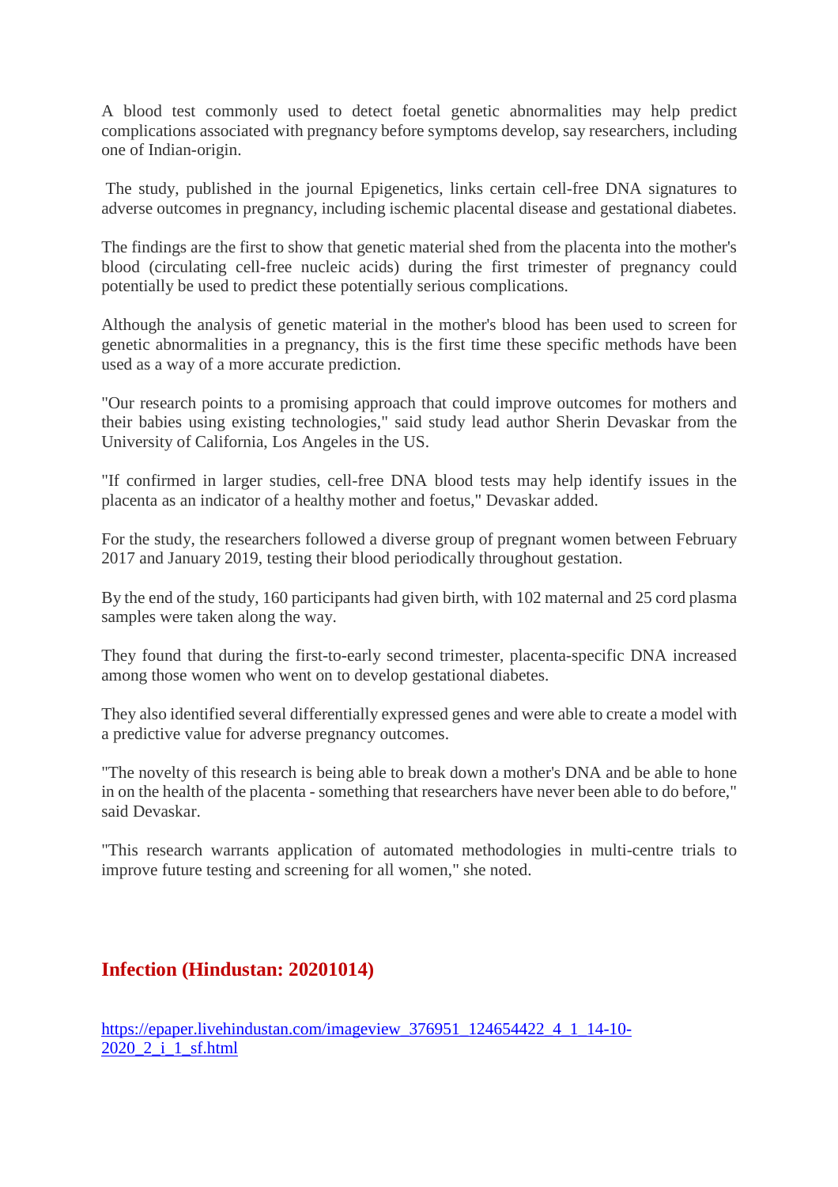A blood test commonly used to detect foetal genetic abnormalities may help predict complications associated with pregnancy before symptoms develop, say researchers, including one of Indian-origin.

The study, published in the journal Epigenetics, links certain cell-free DNA signatures to adverse outcomes in pregnancy, including ischemic placental disease and gestational diabetes.

The findings are the first to show that genetic material shed from the placenta into the mother's blood (circulating cell-free nucleic acids) during the first trimester of pregnancy could potentially be used to predict these potentially serious complications.

Although the analysis of genetic material in the mother's blood has been used to screen for genetic abnormalities in a pregnancy, this is the first time these specific methods have been used as a way of a more accurate prediction.

"Our research points to a promising approach that could improve outcomes for mothers and their babies using existing technologies," said study lead author Sherin Devaskar from the University of California, Los Angeles in the US.

"If confirmed in larger studies, cell-free DNA blood tests may help identify issues in the placenta as an indicator of a healthy mother and foetus," Devaskar added.

For the study, the researchers followed a diverse group of pregnant women between February 2017 and January 2019, testing their blood periodically throughout gestation.

By the end of the study, 160 participants had given birth, with 102 maternal and 25 cord plasma samples were taken along the way.

They found that during the first-to-early second trimester, placenta-specific DNA increased among those women who went on to develop gestational diabetes.

They also identified several differentially expressed genes and were able to create a model with a predictive value for adverse pregnancy outcomes.

"The novelty of this research is being able to break down a mother's DNA and be able to hone in on the health of the placenta - something that researchers have never been able to do before," said Devaskar.

"This research warrants application of automated methodologies in multi-centre trials to improve future testing and screening for all women," she noted.

## Infection (Hindustan: 20201014)

https://epaper.livehindustan.com/imageview_376951_124654422_4_1_14-10-2020_2_i_1_sf.html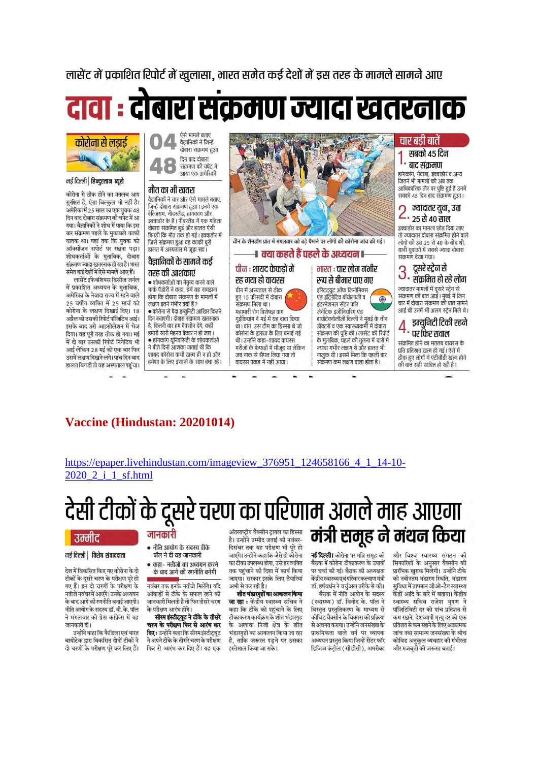लासेंट में प्रकाशित रिपोर्ट में खुलासा, भारत समेत कई देशों में इस तरह के मामले सामने आए

# दावा : दोबारा संक्रमण ज्यादा खतरनाक

**कोरोना से लड़ाई**

**नई दिल्ली | हिन्दुस्तान ब्यूरो**

कोरोना से ठीक होने का मतलब आप सुरक्षित हैं, ऐसा बिल्कुल भी नहीं है। अमेरिका में 25 साल का एक युवक 48 दिन बाद दोबारा संक्रमण की चपेट में आ गया। वैज्ञानिकों ने शोध में पाया कि इस बार संक्रमण पहले के मुकाबले काफी घातक था। यहां तक कि युवक को ऑक्सीजन सपोर्ट पर रखना पड़ा। शोधकर्ताओं के मुताबिक, दोबारा संक्रमण ज्यादा खतरनाक हो रहा है। भारत समेत कई देशों में ऐसे मामले आए हैं।

लासेंट इंफेक्शियस डिसीज जर्नल में प्रकाशित अध्ययन के मुताबिक, अमेरिका के नेवादा राज्य में रहने वाले 25 वर्षीय व्यक्ति में 25 मार्च को कोरोना के लक्षण दिखाई दिए। 18 अप्रैल को उसकी रिपोर्ट पॉजिटिव आई। इसके बाद उसे आइसोलेशन में भेज दिया। वह पूरी तरह ठीक हो गया। मई में दो बार उसकी रिपोर्ट निगेटिव भी आई लेकिन 28 मई को एक बार फिर उसमें लक्षण दिखने लगे। पांच दिन बाद हालत बिगड़ी तो वह अस्पताल पहुंचा।

**04** ऐसे मामले बताए वैज्ञानिकों ने जिन्हें दोबारा संक्रमण हुआ

**48** दिन बाद दोबारा संक्रमण की चपेट में आया एक अमेरिकी

### मौत का भी खतरा

वैज्ञानिकों ने चार और ऐसे मामले बताए, जिन्हें दोबारा संक्रमण हुआ। इनमें एक बेल्जियम, नीदरलैंड, हांगकांग और इक्वाडोर के हैं। नीदरलैंड में एक महिला दोबारा संक्रमित हुई और हालत ऐसी बिगड़ी कि मौत तक हो गई। इक्वाडोर में जिसे संक्रमण हुआ वह काफी बुरी हालत में अस्पताल में जूझ रहा।

### वैज्ञानिकों के सामने कई तरह की आशंकाएं

- शोधकर्ताओं का नेतृत्व करने वाले मार्क पैंडोरी ने कहा, हमें यह समझना होगा कि दोबारा संक्रमण के मामलों में लक्षण इतने गंभीर क्यों हैं?
- कोरोना से पैदा इम्युनिटी आखिर कितने दिन बचाएगी। दोबारा संक्रमण खतरनाक है, कितनी बार हम वैक्सीन देंगे, कहीं हमारी सारी मेहनत बेकार न हो जाए।
- हांगकांग यूनिवर्सिटी के शोधकर्ताओं ने बीते दिनों आशंका जताई थी कि शायद कोरोना कभी खत्म ही न हो और हमेशा के लिए इंसानों के साथ बना रहे।

चीन के शैनडोंग प्रांत में मंगलवार को बड़े पैमाने पर लोगों की कोरोना जांच की गई।

### क्या कहते हैं पहले के अध्ययन

**चीन : शायद फेफड़ों में रह गया हो वायरस**

चीन में अस्पताल से ठीक हुए 15 फीसदी में दोबारा संक्रमण मिला था। महामारी रोग विशेषज्ञ वांग गुईकियांग ने मई में यह दावा किया था। वांग उस टीम का हिस्सा थे जो कोरोना के इलाज के लिए बनाई गई थी। उन्होंने कहा- शायद वायरस मरीजों के फेफड़ों में मौजूद था लेकिन जब नाक से सैंपल लिया गया तो वायरस पकड़ में नहीं आया।

**भारत : चार लोग गंभीर रूप से बीमार पाए गए**

इंस्टिट्यूट ऑफ जिनोमिक्स एंड इंटिग्रेटिव बॉयोलॉजी व इंटरनेशनल सेंटर फॉर जेनेटिक इंजीनियरिंग एंड बायोटेक्नोलॉजी दिल्ली ने मुंबई के तीन डॉक्टरों व एक स्वास्थ्यकर्मी में दोबारा संक्रमण की पुष्टि की। लासेंट की रिपोर्ट के मुताबिक, पहले की तुलना में वारों में ज्यादा गंभीर लक्षण थे और हालत भी नाजुक थी। इसमें मिला कि पहली बार संक्रमण कम लक्षण वाला होता है।

### चार बड़ी बातें

**1. सबको 45 दिन बाद संक्रमण**

हांगकांग, नेवाडा, इक्वाडोर व अन्य जितने भी मामलों की अब तक आधिकारिक तौर पर पुष्टि हुई है उनमें सबको 45 दिन बाद संक्रमण हुआ।

**2. ज्यादातर युवा, उम्र 25 से 40 साल**

इक्वाडोर का मामला छोड़ दिया जाए तो ज्यादातर दोबारा संक्रमित होने वाले लोगों की उम्र 25 से 40 के बीच थी, यानी युवाओं में सबसे ज्यादा दोबारा संक्रमण देखा गया।

**3. दूसरे स्ट्रेन से संक्रमित हो रहे लोग**

ज्यादातर मामलों में दूसरे स्ट्रेन से संक्रमण की बात आई। मुंबई में जिन चार में दोबारा संक्रमण की बात सामने आई थी उनमें भी अलग स्ट्रेन मिले थे।

**4. इम्युनिटी टिकी रहने पर फिर सवाल**

संक्रमित होने का मतलब वायरस के प्रति प्रतिरक्षा खत्म हो गई। ऐसे में ठीक हुए लोगों में एंटीबॉडी खत्म होने की बात सही साबित हो रही है।

**Vaccine (Hindustan: 20201014)**

https://epaper.livehindustan.com/imageview_376951_124658166_4_1_14-10-2020_2_i_1_sf.html

# देसी टीकों के दूसरे चरण का परिणाम अगले माह आएगा

**उम्मीद**

**नई दिल्ली | विशेष संवाददाता**

देश में विकसित किए गए कोरोना के दो टीकों के दूसरे चरण के परीक्षण पूरे हो गए हैं। इन दो चरणों के परीक्षण के नतीजे नवंबर में आएंगे। उनके अध्ययन के बाद आगे की रणनीति बनाई जाएगी। नीति आयोग के सदस्य डॉ. वी.के. पॉल ने मंगलवार को प्रेस कॉन्फ्रेंस में यह जानकारी दी।

उन्होंने कहा कि कैडिला एवं भारत बायोटेक द्वारा विकसित दोनों टीकों ने दो चरणों के परीक्षण पूरे कर लिए हैं।

**जानकारी**

- नीति आयोग के सदस्य वीके पॉल ने दी यह जानकारी
- कहा- नतीजों का अध्ययन करने के बाद आगे की रणनीति बनेगी

नवंबर तक इनके नतीजे मिलेंगे। यदि आंकड़ों से टीके के सफल रहने की जानकारी मिलती है तो फिर तीसरे चरण के परीक्षण आरंभ होंगे।

**सीरम इंस्टीट्यूट ने टीके के तीसरे चरण के परीक्षण फिर से आरंभ कर दिए :** उन्होंने कहा कि सीरम इंस्टीट्यूट ने अपने टीके के तीसरे चरण के परीक्षण फिर से आरंभ कर दिए हैं। यह एक अंतरराष्ट्रीय वैक्सीन ट्रायल का हिस्सा है। उन्होंने उम्मीद जताई की नवंबर-दिसंबर तक यह परीक्षण भी पूरे हो जाएंगे। उन्होंने कहा कि जैसे ही कोरोना का टीका उपलब्ध होगा, उसे हर व्यक्ति तक पहुंचाने की दिशा में कार्य किया जाएगा। सरकार इसके लिए तैयारियां अभी से कर रही है।

**शीत भंडारगृहों का आकलन किया जा रहा :** केंद्रीय स्वास्थ्य सचिव ने कहा कि टीके को पहुंचाने के लिए टीकाकरण कार्यक्रम के शीत भंडारगृह के अलावा निजी क्षेत्र के शीत भंडारगृहों का आकलन किया जा रहा है, ताकि जरूरत पड़ने पर उसका इस्तेमाल किया जा सके।

# मंत्री समूह ने मंथन किया

**नई दिल्ली।** कोरोना पर मंत्रि समूह की बैठक में कोरोना टीकाकरण के उपायों पर चर्चा की गई। बैठक की अध्यक्षता केंद्रीय स्वास्थ्य एवं परिवार कल्याण मंत्री डॉ. हर्षवर्धन ने वर्चुअल तरीके से की।

बैठक में नीति आयोग के सदस्य (स्वास्थ्य) डॉ. विनोद के. पॉल ने विस्तृत प्रस्तुतिकरण के माध्यम से कोविड वैक्सीन के विकास की प्रक्रिया से अवगत कराया। उन्होंने जनसंख्या के प्राथमिकता वाले वर्ग पर व्यापक अध्ययन प्रस्तुत किया जिन्हें सेंटर फॉर डिजिज कंट्रोल (सीडीसी), अमेरिका और विश्व स्वास्थ्य संगठन की सिफारिशों के अनुसार वैक्सीन की प्रारंभिक खुराक मिलेगी। उन्होंने टीके की नवीनतम भंडारण स्थिति, भंडारण सुविधा में तापमान जीओ-टैग स्वास्थ्य केंद्रों आदि के बारे में बताया। केंद्रीय स्वास्थ्य सचिव राजेश भूषण ने पॉजिटिविटी दर को पांच प्रतिशत से कम रखने, देशव्यापी मृत्यु दर को एक प्रतिशत से कम रखने के लिए आक्रामक जांच तथा सामान्य जनसंख्या के बीच कोविड अनुकूल व्यवहार की गंभीरता और मजबूती की जरूरत बताई।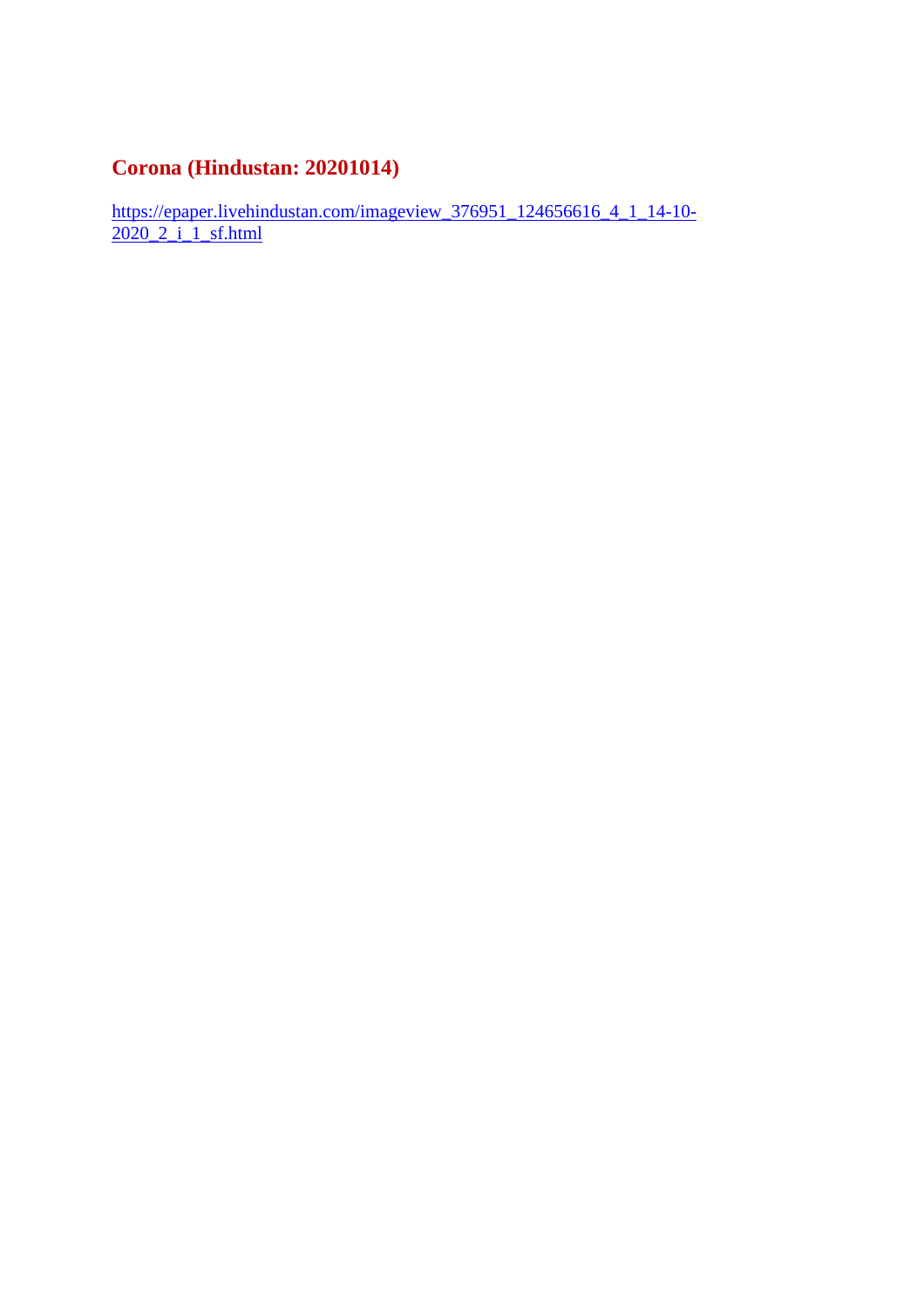## Corona (Hindustan: 20201014)

https://epaper.livehindustan.com/imageview_376951_124656616_4_1_14-10-2020_2_i_1_sf.html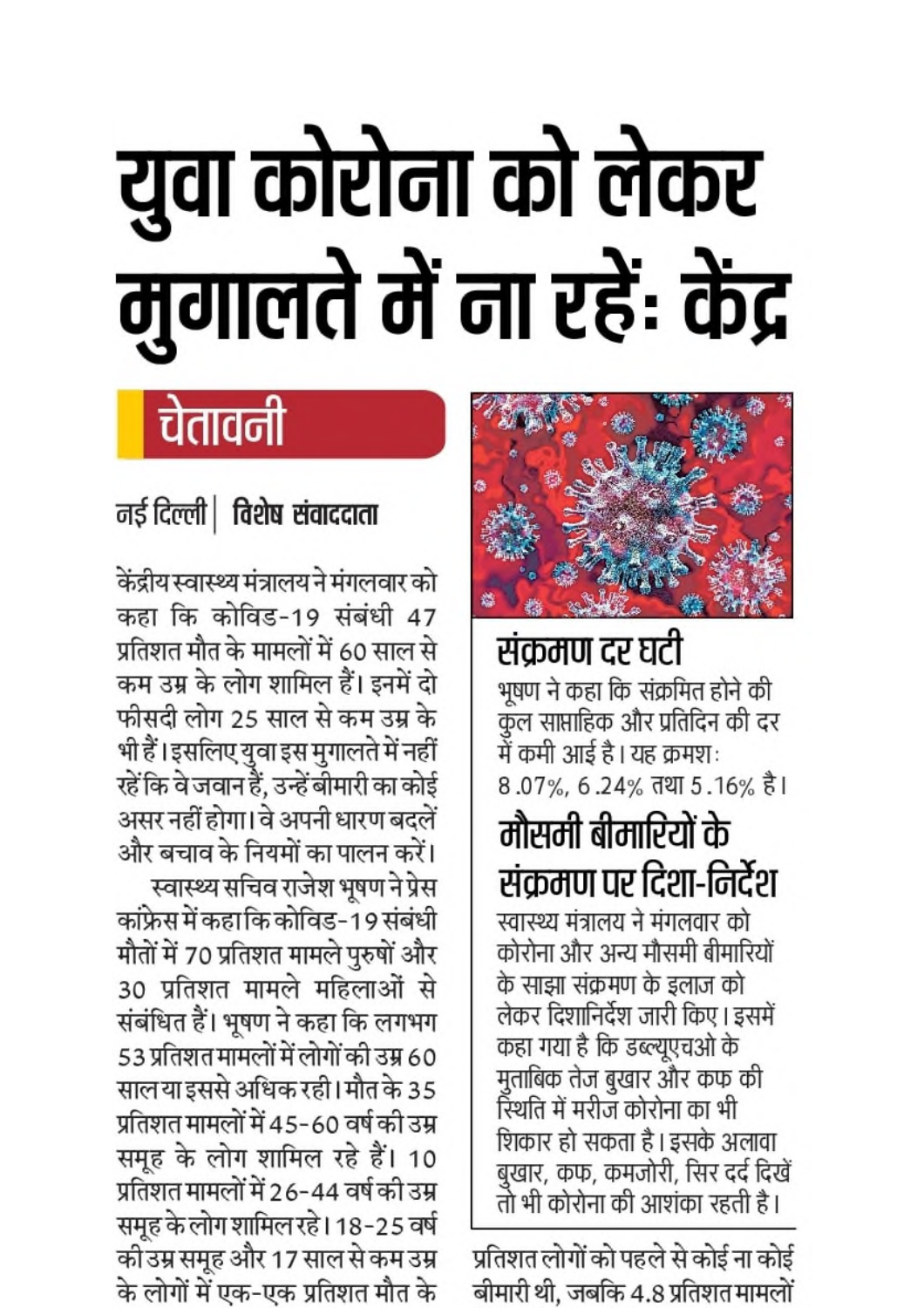# युवा कोरोना को लेकर मुगालते में ना रहें: केंद्र

## चेतावनी

**नई दिल्ली | विशेष संवाददाता**

केंद्रीय स्वास्थ्य मंत्रालय ने मंगलवार को कहा कि कोविड-19 संबंधी 47 प्रतिशत मौत के मामलों में 60 साल से कम उम्र के लोग शामिल हैं। इनमें दो फीसदी लोग 25 साल से कम उम्र के भी हैं। इसलिए युवा इस मुगालते में नहीं रहें कि वे जवान हैं, उन्हें बीमारी का कोई असर नहीं होगा। वे अपनी धारण बदलें और बचाव के नियमों का पालन करें।

स्वास्थ्य सचिव राजेश भूषण ने प्रेस कांफ्रेस में कहा कि कोविड-19 संबंधी मौतों में 70 प्रतिशत मामले पुरुषों और 30 प्रतिशत मामले महिलाओं से संबंधित हैं। भूषण ने कहा कि लगभग 53 प्रतिशत मामलों में लोगों की उम्र 60 साल या इससे अधिक रही। मौत के 35 प्रतिशत मामलों में 45-60 वर्ष की उम्र समूह के लोग शामिल रहे हैं। 10 प्रतिशत मामलों में 26-44 वर्ष की उम्र समूह के लोग शामिल रहे। 18-25 वर्ष की उम्र समूह और 17 साल से कम उम्र के लोगों में एक-एक प्रतिशत मौत के

### संक्रमण दर घटी

भूषण ने कहा कि संक्रमित होने की कुल साप्ताहिक और प्रतिदिन की दर में कमी आई है। यह क्रमशः 8.07%, 6.24% तथा 5.16% है।

### मौसमी बीमारियों के संक्रमण पर दिशा-निर्देश

स्वास्थ्य मंत्रालय ने मंगलवार को कोरोना और अन्य मौसमी बीमारियों के साझा संक्रमण के इलाज को लेकर दिशानिर्देश जारी किए। इसमें कहा गया है कि डब्ल्यूएचओ के मुताबिक तेज बुखार और कफ की स्थिति में मरीज कोरोना का भी शिकार हो सकता है। इसके अलावा बुखार, कफ, कमजोरी, सिर दर्द दिखें तो भी कोरोना की आशंका रहती है।

प्रतिशत लोगों को पहले से कोई ना कोई बीमारी थी, जबकि 4.8 प्रतिशत मामलों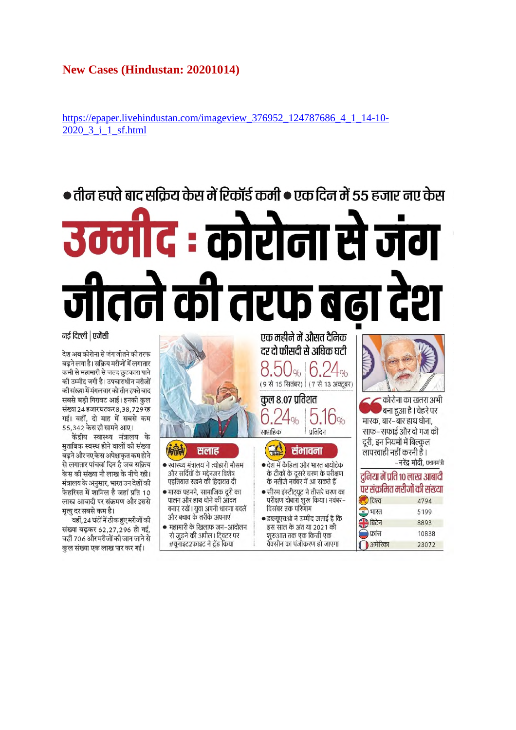**New Cases (Hindustan: 20201014)**

https://epaper.livehindustan.com/imageview_376952_124787686_4_1_14-10-2020_3_i_1_sf.html

● तीन हफ्ते बाद सक्रिय केस में रिकॉर्ड कमी ● एक दिन में 55 हजार नए केस

# उम्मीद : कोरोना से जंग जीतने की तरफ बढ़ा देश

नई दिल्ली | एजेंसी

देश अब कोरोना से जंग जीतने की तरफ बढ़ने लगा है। सक्रिय मरीजों में लगातार कमी से महामारी से जल्द छुटकारा पाने की उम्मीद जगी है। उपचाराधीन मरीजों की संख्या में मंगलवार को तीन हफ्ते बाद सबसे बड़ी गिरावट आई। इनकी कुल संख्या 24 हजार घटकर 8,38,729 रह गई। वहीं, दो माह में सबसे कम 55,342 केस ही सामने आए।

केंद्रीय स्वास्थ्य मंत्रालय के मुताबिक स्वस्थ होने वालों की संख्या बढ़ने और नए केस अपेक्षाकृत कम होने से लगातार पांचवां दिन है जब सक्रिय केस की संख्या नौ लाख के नीचे रही। मंत्रालय के अनुसार, भारत उन देशों की फेहरिस्त में शामिल है जहां प्रति 10 लाख आबादी पर संक्रमण और इससे मृत्यु दर सबसे कम है।

वहीं, 24 घंटों में ठीक हुए मरीजों की संख्या बढ़कर 62,27,296 हो गई, वहीं 706 और मरीजों की जान जाने से कुल संख्या एक लाख पार कर गई।

**एक महीने में औसत दैनिक दर दो फीसदी से अधिक घटी**

8.50% (9 से 15 सितंबर) | 6.24% (7 से 13 अक्टूबर)

**कुल 8.07 प्रतिशत**

6.24% साप्ताहिक | 5.16% प्रतिदिन

**सलाह**

- स्वास्थ्य मंत्रालय ने त्योहारी मौसम और सर्दियों के मद्देनजर विशेष एहतियात रखने की हिदायत दी
- मास्क पहनने, सामाजिक दूरी का पालन और हाथ धोने की आदत बनाए रखें। युवा अपनी धारणा बदलें और बचाव के तरीके अपनाएं
- महामारी के खिलाफ जन-आंदोलन से जुड़ने की अपील। ट्विटर पर #यूनाइट2फाइट ने ट्रेंड किया

**संभावना**

- देश में कैडिला और भारत बायोटेक के टीकों के दूसरे चरण के परीक्षण के नतीजे नवंबर में आ सकते हैं
- सीरम इंस्टीट्यूट ने तीसरे चरण का परीक्षण दोबारा शुरू किया। नवंबर-दिसंबर तक परिणाम
- डब्ल्यूएचओ ने उम्मीद जताई है कि इस साल के अंत या 2021 की शुरुआत तक एक किसी एक वैक्सीन का पंजीकरण हो जाएगा

"कोरोना का खतरा अभी बना हुआ है। चेहरे पर मास्क, बार-बार हाथ धोना, साफ-सफाई और दो गज की दूरी, इन नियमों में बिल्कुल लापरवाही नहीं करनी है।"
-नरेंद्र मोदी, प्रधानमंत्री

**दुनिया में प्रति 10 लाख आबादी पर संक्रमित मरीजों की संख्या**

| | |
|---|---|
| विश्व | 4794 |
| भारत | 5199 |
| ब्रिटेन | 8893 |
| फ्रांस | 10838 |
| अमेरिका | 23072 |